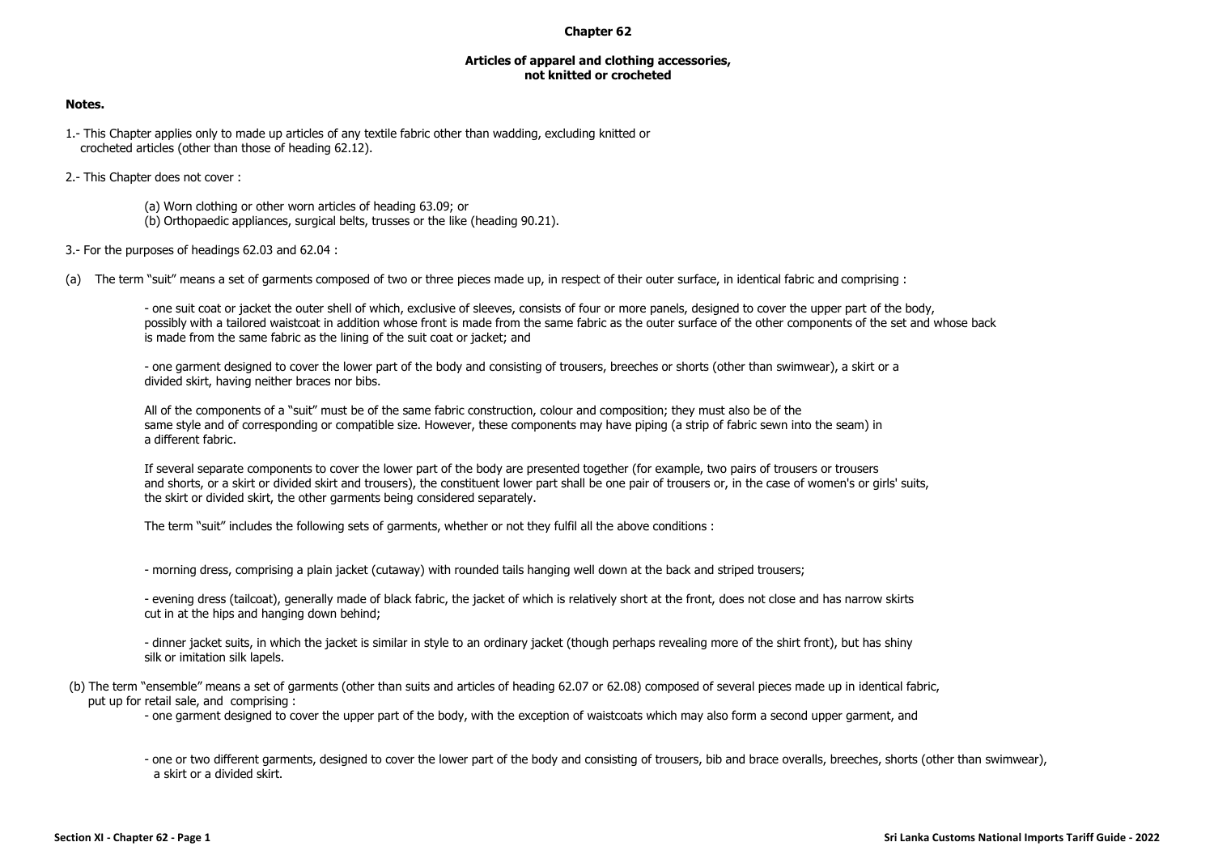# Chapter 62

## Articles of apparel and clothing accessories, not knitted or crocheted

**Notes.**

1.- This Chapter applies only to made up articles of any textile fabric other than wadding, excluding knitted or crocheted articles (other than those of heading 62.12).

2.- This Chapter does not cover :

(a) Worn clothing or other worn articles of heading 63.09; or
(b) Orthopaedic appliances, surgical belts, trusses or the like (heading 90.21).

3.- For the purposes of headings 62.03 and 62.04 :

(a) The term "suit" means a set of garments composed of two or three pieces made up, in respect of their outer surface, in identical fabric and comprising :

- one suit coat or jacket the outer shell of which, exclusive of sleeves, consists of four or more panels, designed to cover the upper part of the body, possibly with a tailored waistcoat in addition whose front is made from the same fabric as the outer surface of the other components of the set and whose back is made from the same fabric as the lining of the suit coat or jacket; and

- one garment designed to cover the lower part of the body and consisting of trousers, breeches or shorts (other than swimwear), a skirt or a divided skirt, having neither braces nor bibs.

All of the components of a "suit" must be of the same fabric construction, colour and composition; they must also be of the same style and of corresponding or compatible size. However, these components may have piping (a strip of fabric sewn into the seam) in a different fabric.

If several separate components to cover the lower part of the body are presented together (for example, two pairs of trousers or trousers and shorts, or a skirt or divided skirt and trousers), the constituent lower part shall be one pair of trousers or, in the case of women's or girls' suits, the skirt or divided skirt, the other garments being considered separately.

The term "suit" includes the following sets of garments, whether or not they fulfil all the above conditions :

- morning dress, comprising a plain jacket (cutaway) with rounded tails hanging well down at the back and striped trousers;

- evening dress (tailcoat), generally made of black fabric, the jacket of which is relatively short at the front, does not close and has narrow skirts cut in at the hips and hanging down behind;

- dinner jacket suits, in which the jacket is similar in style to an ordinary jacket (though perhaps revealing more of the shirt front), but has shiny silk or imitation silk lapels.

(b) The term "ensemble" means a set of garments (other than suits and articles of heading 62.07 or 62.08) composed of several pieces made up in identical fabric, put up for retail sale, and comprising :

- one garment designed to cover the upper part of the body, with the exception of waistcoats which may also form a second upper garment, and

- one or two different garments, designed to cover the lower part of the body and consisting of trousers, bib and brace overalls, breeches, shorts (other than swimwear), a skirt or a divided skirt.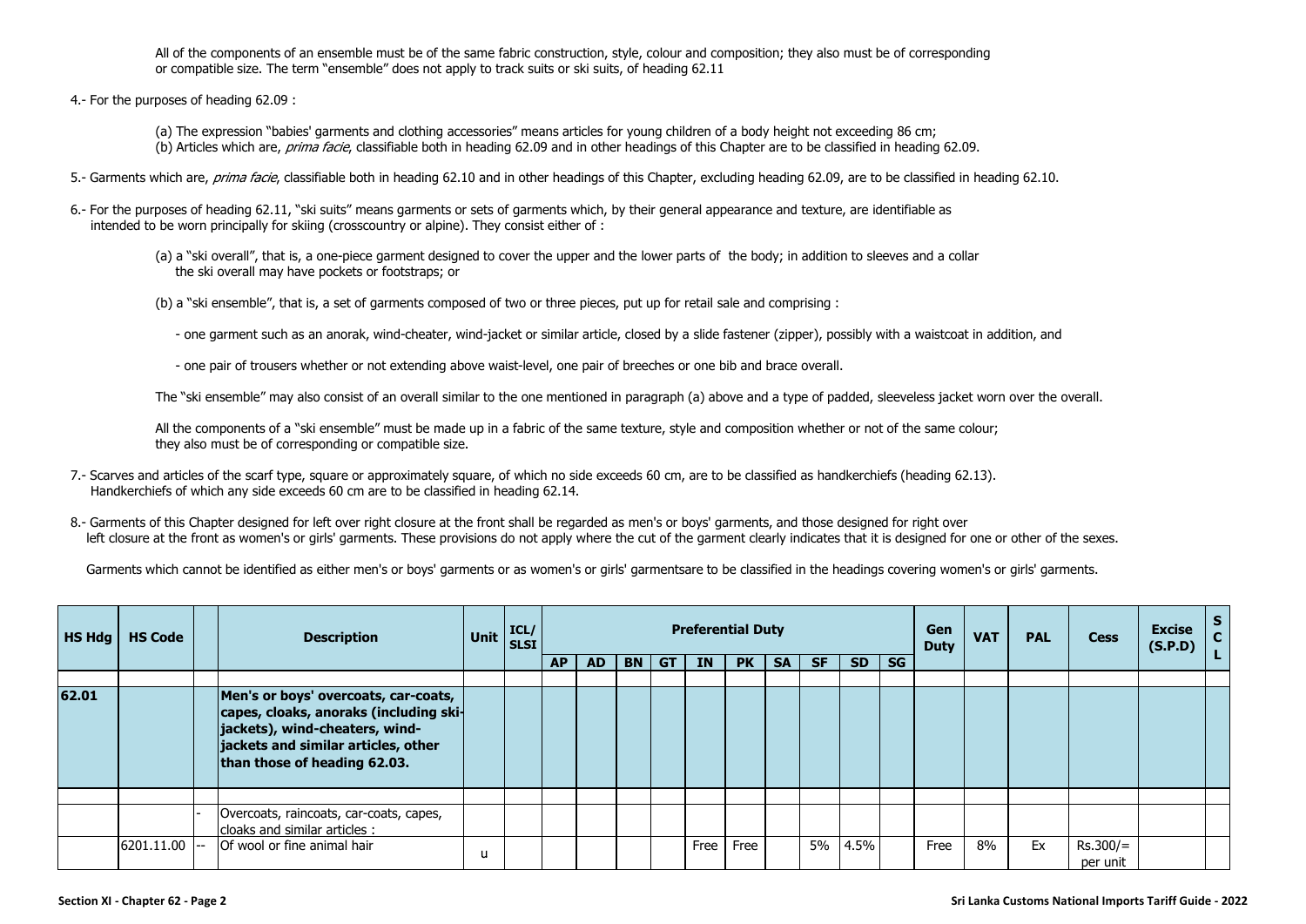All of the components of an ensemble must be of the same fabric construction, style, colour and composition; they also must be of corresponding or compatible size. The term "ensemble" does not apply to track suits or ski suits, of heading 62.11

4.- For the purposes of heading 62.09 :

(a) The expression "babies' garments and clothing accessories" means articles for young children of a body height not exceeding 86 cm;
(b) Articles which are, *prima facie*, classifiable both in heading 62.09 and in other headings of this Chapter are to be classified in heading 62.09.

5.- Garments which are, *prima facie*, classifiable both in heading 62.10 and in other headings of this Chapter, excluding heading 62.09, are to be classified in heading 62.10.

6.- For the purposes of heading 62.11, "ski suits" means garments or sets of garments which, by their general appearance and texture, are identifiable as intended to be worn principally for skiing (crosscountry or alpine). They consist either of :

(a) a "ski overall", that is, a one-piece garment designed to cover the upper and the lower parts of the body; in addition to sleeves and a collar the ski overall may have pockets or footstraps; or

(b) a "ski ensemble", that is, a set of garments composed of two or three pieces, put up for retail sale and comprising :

- one garment such as an anorak, wind-cheater, wind-jacket or similar article, closed by a slide fastener (zipper), possibly with a waistcoat in addition, and

- one pair of trousers whether or not extending above waist-level, one pair of breeches or one bib and brace overall.

The "ski ensemble" may also consist of an overall similar to the one mentioned in paragraph (a) above and a type of padded, sleeveless jacket worn over the overall.

All the components of a "ski ensemble" must be made up in a fabric of the same texture, style and composition whether or not of the same colour; they also must be of corresponding or compatible size.

7.- Scarves and articles of the scarf type, square or approximately square, of which no side exceeds 60 cm, are to be classified as handkerchiefs (heading 62.13). Handkerchiefs of which any side exceeds 60 cm are to be classified in heading 62.14.

8.- Garments of this Chapter designed for left over right closure at the front shall be regarded as men's or boys' garments, and those designed for right over left closure at the front as women's or girls' garments. These provisions do not apply where the cut of the garment clearly indicates that it is designed for one or other of the sexes.

Garments which cannot be identified as either men's or boys' garments or as women's or girls' garmentsare to be classified in the headings covering women's or girls' garments.

| HS Hdg | HS Code | | Description | Unit | ICL/ SLSI | Preferential Duty | | | | | | | | | | Gen Duty | VAT | PAL | Cess | Excise (S.P.D) | SCL |
|---|---|---|---|---|---|---|---|---|---|---|---|---|---|---|---|---|---|---|---|---|---|
| | | | | | | AP | AD | BN | GT | IN | PK | SA | SF | SD | SG | | | | | | |
| | | | | | | | | | | | | | | | | | | | | | |
| 62.01 | | | **Men's or boys' overcoats, car-coats, capes, cloaks, anoraks (including ski-jackets), wind-cheaters, wind-jackets and similar articles, other than those of heading 62.03.** | | | | | | | | | | | | | | | | | | |
| | | | | | | | | | | | | | | | | | | | | | |
| | | - | Overcoats, raincoats, car-coats, capes, cloaks and similar articles : | | | | | | | | | | | | | | | | | | |
| | 6201.11.00 | -- | Of wool or fine animal hair | u | | | | | | Free | Free | | 5% | 4.5% | | Free | 8% | Ex | Rs.300/= per unit | | |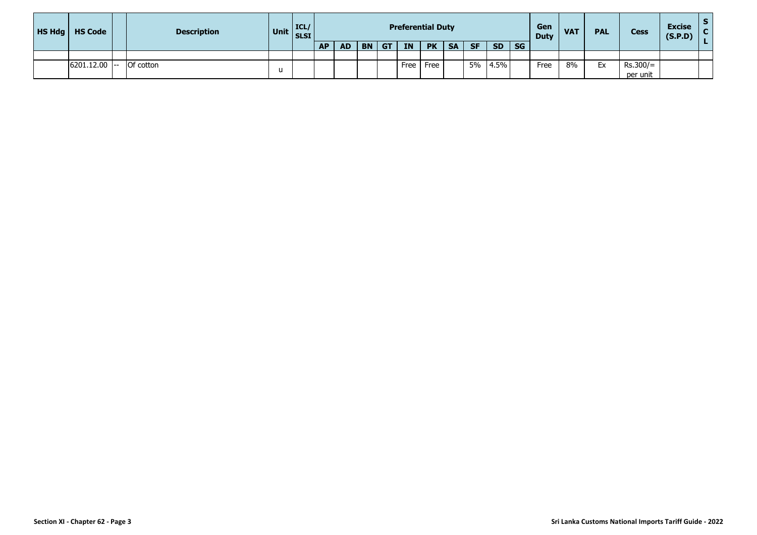| HS Hdg | HS Code | | Description | Unit | ICL/ SLSI | Preferential Duty | | | | | | | | | | Gen Duty | VAT | PAL | Cess | Excise (S.P.D) | S C L |
|---|---|---|---|---|---|---|---|---|---|---|---|---|---|---|---|---|---|---|---|---|---|
| | | | | | | AP | AD | BN | GT | IN | PK | SA | SF | SD | SG | | | | | | |
| | | | | | | | | | | | | | | | | | | | | | |
| | 6201.12.00 | -- | Of cotton | u | | | | | | Free | Free | | 5% | 4.5% | | Free | 8% | Ex | Rs.300/= per unit | | |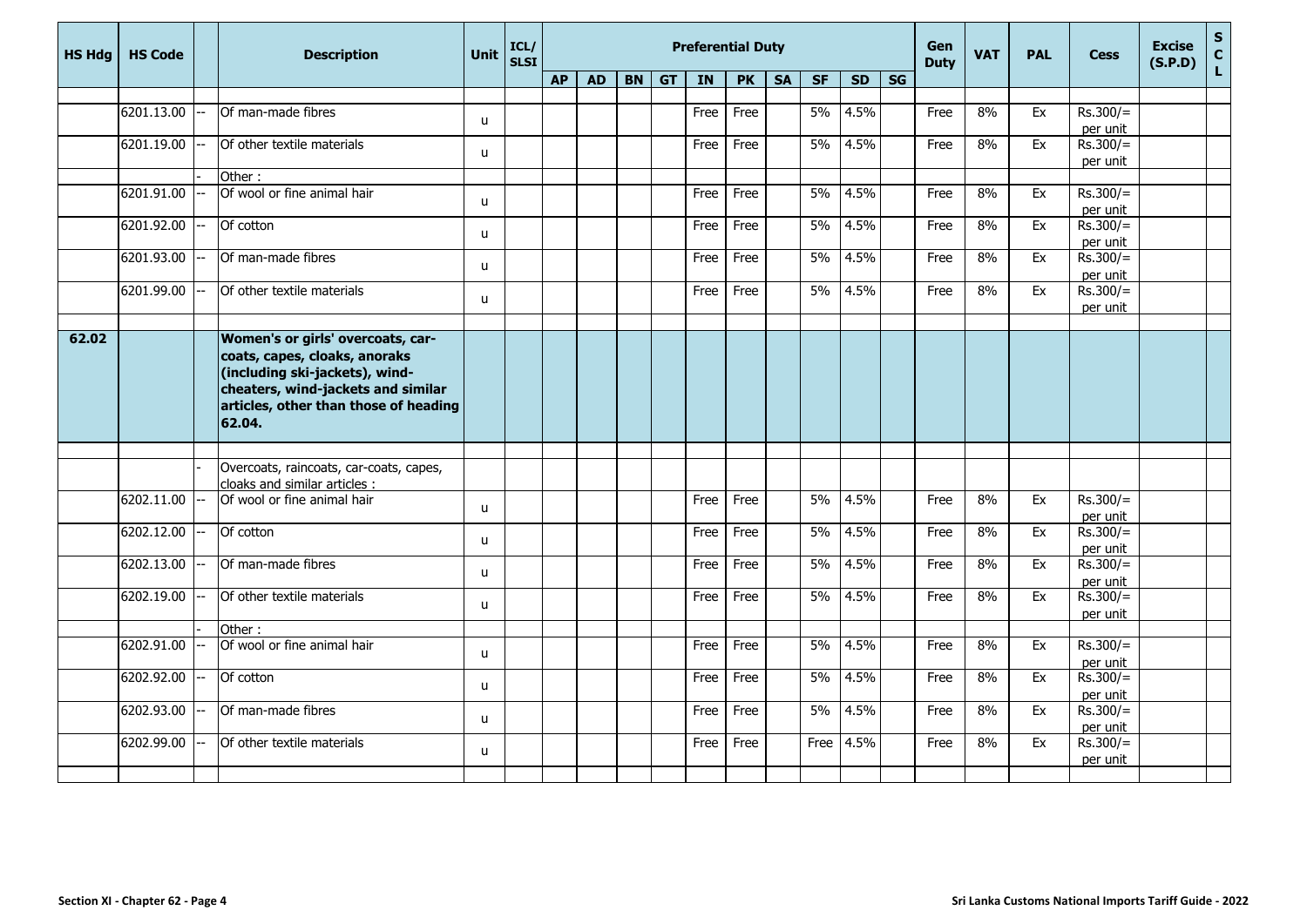| HS Hdg | HS Code | | Description | Unit | ICL/ SLSI | Preferential Duty | | | | | | | | | | Gen Duty | VAT | PAL | Cess | Excise (S.P.D) | SCL |
|---|---|---|---|---|---|---|---|---|---|---|---|---|---|---|---|---|---|---|---|---|---|
| | | | | | | AP | AD | BN | GT | IN | PK | SA | SF | SD | SG | | | | | | |
| | 6201.13.00 | -- | Of man-made fibres | u | | | | | | Free | Free | | 5% | 4.5% | | Free | 8% | Ex | Rs.300/= per unit | | |
| | 6201.19.00 | -- | Of other textile materials | u | | | | | | Free | Free | | 5% | 4.5% | | Free | 8% | Ex | Rs.300/= per unit | | |
| | | - | Other : | | | | | | | | | | | | | | | | | | |
| | 6201.91.00 | -- | Of wool or fine animal hair | u | | | | | | Free | Free | | 5% | 4.5% | | Free | 8% | Ex | Rs.300/= per unit | | |
| | 6201.92.00 | -- | Of cotton | u | | | | | | Free | Free | | 5% | 4.5% | | Free | 8% | Ex | Rs.300/= per unit | | |
| | 6201.93.00 | -- | Of man-made fibres | u | | | | | | Free | Free | | 5% | 4.5% | | Free | 8% | Ex | Rs.300/= per unit | | |
| | 6201.99.00 | -- | Of other textile materials | u | | | | | | Free | Free | | 5% | 4.5% | | Free | 8% | Ex | Rs.300/= per unit | | |
| **62.02** | | | **Women's or girls' overcoats, car-coats, capes, cloaks, anoraks (including ski-jackets), wind-cheaters, wind-jackets and similar articles, other than those of heading 62.04.** | | | | | | | | | | | | | | | | | | |
| | | - | Overcoats, raincoats, car-coats, capes, cloaks and similar articles : | | | | | | | | | | | | | | | | | | |
| | 6202.11.00 | -- | Of wool or fine animal hair | u | | | | | | Free | Free | | 5% | 4.5% | | Free | 8% | Ex | Rs.300/= per unit | | |
| | 6202.12.00 | -- | Of cotton | u | | | | | | Free | Free | | 5% | 4.5% | | Free | 8% | Ex | Rs.300/= per unit | | |
| | 6202.13.00 | -- | Of man-made fibres | u | | | | | | Free | Free | | 5% | 4.5% | | Free | 8% | Ex | Rs.300/= per unit | | |
| | 6202.19.00 | -- | Of other textile materials | u | | | | | | Free | Free | | 5% | 4.5% | | Free | 8% | Ex | Rs.300/= per unit | | |
| | | - | Other : | | | | | | | | | | | | | | | | | | |
| | 6202.91.00 | -- | Of wool or fine animal hair | u | | | | | | Free | Free | | 5% | 4.5% | | Free | 8% | Ex | Rs.300/= per unit | | |
| | 6202.92.00 | -- | Of cotton | u | | | | | | Free | Free | | 5% | 4.5% | | Free | 8% | Ex | Rs.300/= per unit | | |
| | 6202.93.00 | -- | Of man-made fibres | u | | | | | | Free | Free | | 5% | 4.5% | | Free | 8% | Ex | Rs.300/= per unit | | |
| | 6202.99.00 | -- | Of other textile materials | u | | | | | | Free | Free | | Free | 4.5% | | Free | 8% | Ex | Rs.300/= per unit | | |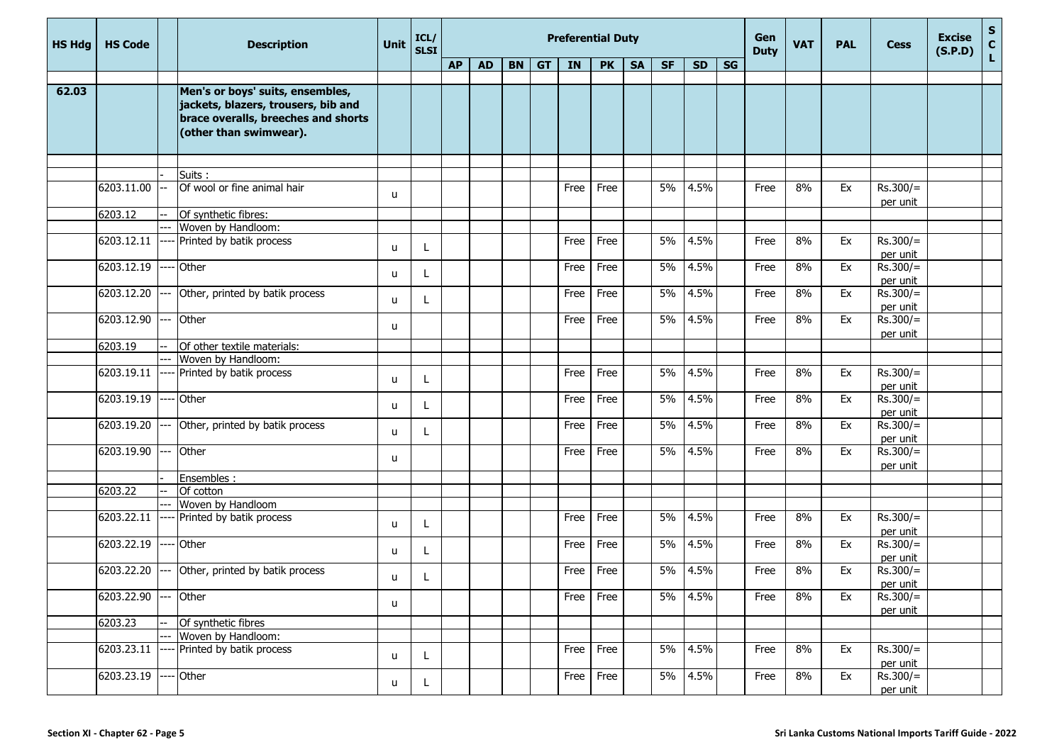| HS Hdg | HS Code | | Description | Unit | ICL/ SLSI | Preferential Duty | | | | | | | | | | Gen Duty | VAT | PAL | Cess | Excise (S.P.D) | S C L |
|---|---|---|---|---|---|---|---|---|---|---|---|---|---|---|---|---|---|---|---|---|---|
| | | | | | | AP | AD | BN | GT | IN | PK | SA | SF | SD | SG | | | | | | |
| 62.03 | | | **Men's or boys' suits, ensembles, jackets, blazers, trousers, bib and brace overalls, breeches and shorts (other than swimwear).** | | | | | | | | | | | | | | | | | | |
| | | - | Suits : | | | | | | | | | | | | | | | | | | |
| | 6203.11.00 | -- | Of wool or fine animal hair | u | | | | | | Free | Free | | 5% | 4.5% | | Free | 8% | Ex | Rs.300/= per unit | | |
| | 6203.12 | -- | Of synthetic fibres: | | | | | | | | | | | | | | | | | | |
| | | --- | Woven by Handloom: | | | | | | | | | | | | | | | | | | |
| | 6203.12.11 | ---- | Printed by batik process | u | L | | | | | Free | Free | | 5% | 4.5% | | Free | 8% | Ex | Rs.300/= per unit | | |
| | 6203.12.19 | ---- | Other | u | L | | | | | Free | Free | | 5% | 4.5% | | Free | 8% | Ex | Rs.300/= per unit | | |
| | 6203.12.20 | --- | Other, printed by batik process | u | L | | | | | Free | Free | | 5% | 4.5% | | Free | 8% | Ex | Rs.300/= per unit | | |
| | 6203.12.90 | --- | Other | u | | | | | | Free | Free | | 5% | 4.5% | | Free | 8% | Ex | Rs.300/= per unit | | |
| | 6203.19 | -- | Of other textile materials: | | | | | | | | | | | | | | | | | | |
| | | --- | Woven by Handloom: | | | | | | | | | | | | | | | | | | |
| | 6203.19.11 | ---- | Printed by batik process | u | L | | | | | Free | Free | | 5% | 4.5% | | Free | 8% | Ex | Rs.300/= per unit | | |
| | 6203.19.19 | ---- | Other | u | L | | | | | Free | Free | | 5% | 4.5% | | Free | 8% | Ex | Rs.300/= per unit | | |
| | 6203.19.20 | --- | Other, printed by batik process | u | L | | | | | Free | Free | | 5% | 4.5% | | Free | 8% | Ex | Rs.300/= per unit | | |
| | 6203.19.90 | --- | Other | u | | | | | | Free | Free | | 5% | 4.5% | | Free | 8% | Ex | Rs.300/= per unit | | |
| | | - | Ensembles : | | | | | | | | | | | | | | | | | | |
| | 6203.22 | -- | Of cotton | | | | | | | | | | | | | | | | | | |
| | | --- | Woven by Handloom | | | | | | | | | | | | | | | | | | |
| | 6203.22.11 | ---- | Printed by batik process | u | L | | | | | Free | Free | | 5% | 4.5% | | Free | 8% | Ex | Rs.300/= per unit | | |
| | 6203.22.19 | ---- | Other | u | L | | | | | Free | Free | | 5% | 4.5% | | Free | 8% | Ex | Rs.300/= per unit | | |
| | 6203.22.20 | --- | Other, printed by batik process | u | L | | | | | Free | Free | | 5% | 4.5% | | Free | 8% | Ex | Rs.300/= per unit | | |
| | 6203.22.90 | --- | Other | u | | | | | | Free | Free | | 5% | 4.5% | | Free | 8% | Ex | Rs.300/= per unit | | |
| | 6203.23 | -- | Of synthetic fibres | | | | | | | | | | | | | | | | | | |
| | | --- | Woven by Handloom: | | | | | | | | | | | | | | | | | | |
| | 6203.23.11 | ---- | Printed by batik process | u | L | | | | | Free | Free | | 5% | 4.5% | | Free | 8% | Ex | Rs.300/= per unit | | |
| | 6203.23.19 | ---- | Other | u | L | | | | | Free | Free | | 5% | 4.5% | | Free | 8% | Ex | Rs.300/= per unit | | |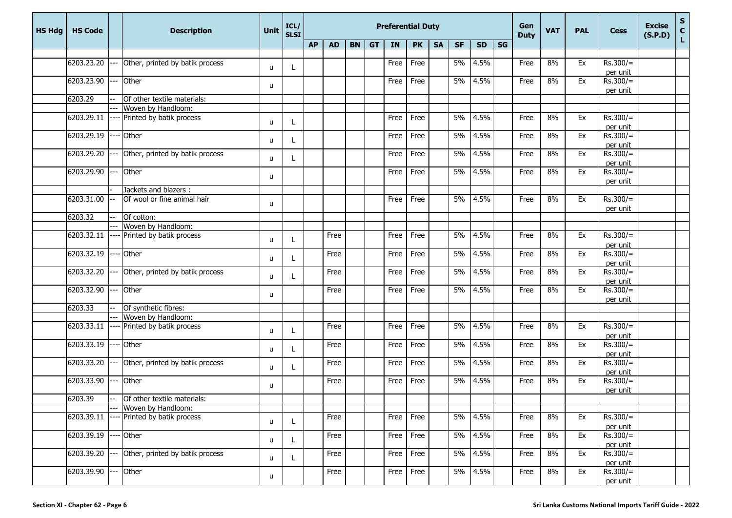| HS Hdg | HS Code | | Description | Unit | ICL/ SLSI | Preferential Duty | | | | | | | | | | Gen Duty | VAT | PAL | Cess | Excise (S.P.D) | S C L |
|---|---|---|---|---|---|---|---|---|---|---|---|---|---|---|---|---|---|---|---|---|---|
| | | | | | | AP | AD | BN | GT | IN | PK | SA | SF | SD | SG | | | | | | |
| | | | | | | | | | | | | | | | | | | | | | |
| | 6203.23.20 | --- | Other, printed by batik process | u | L | | | | | Free | Free | | 5% | 4.5% | | Free | 8% | Ex | Rs.300/= per unit | | |
| | 6203.23.90 | --- | Other | u | | | | | | Free | Free | | 5% | 4.5% | | Free | 8% | Ex | Rs.300/= per unit | | |
| | 6203.29 | -- | Of other textile materials: | | | | | | | | | | | | | | | | | | |
| | | --- | Woven by Handloom: | | | | | | | | | | | | | | | | | | |
| | 6203.29.11 | ---- | Printed by batik process | u | L | | | | | Free | Free | | 5% | 4.5% | | Free | 8% | Ex | Rs.300/= per unit | | |
| | 6203.29.19 | ---- | Other | u | L | | | | | Free | Free | | 5% | 4.5% | | Free | 8% | Ex | Rs.300/= per unit | | |
| | 6203.29.20 | --- | Other, printed by batik process | u | L | | | | | Free | Free | | 5% | 4.5% | | Free | 8% | Ex | Rs.300/= per unit | | |
| | 6203.29.90 | --- | Other | u | | | | | | Free | Free | | 5% | 4.5% | | Free | 8% | Ex | Rs.300/= per unit | | |
| | | - | Jackets and blazers : | | | | | | | | | | | | | | | | | | |
| | 6203.31.00 | -- | Of wool or fine animal hair | u | | | | | | Free | Free | | 5% | 4.5% | | Free | 8% | Ex | Rs.300/= per unit | | |
| | 6203.32 | -- | Of cotton: | | | | | | | | | | | | | | | | | | |
| | | --- | Woven by Handloom: | | | | | | | | | | | | | | | | | | |
| | 6203.32.11 | ---- | Printed by batik process | u | L | | Free | | | Free | Free | | 5% | 4.5% | | Free | 8% | Ex | Rs.300/= per unit | | |
| | 6203.32.19 | ---- | Other | u | L | | Free | | | Free | Free | | 5% | 4.5% | | Free | 8% | Ex | Rs.300/= per unit | | |
| | 6203.32.20 | --- | Other, printed by batik process | u | L | | Free | | | Free | Free | | 5% | 4.5% | | Free | 8% | Ex | Rs.300/= per unit | | |
| | 6203.32.90 | --- | Other | u | | | Free | | | Free | Free | | 5% | 4.5% | | Free | 8% | Ex | Rs.300/= per unit | | |
| | 6203.33 | -- | Of synthetic fibres: | | | | | | | | | | | | | | | | | | |
| | | --- | Woven by Handloom: | | | | | | | | | | | | | | | | | | |
| | 6203.33.11 | ---- | Printed by batik process | u | L | | Free | | | Free | Free | | 5% | 4.5% | | Free | 8% | Ex | Rs.300/= per unit | | |
| | 6203.33.19 | ---- | Other | u | L | | Free | | | Free | Free | | 5% | 4.5% | | Free | 8% | Ex | Rs.300/= per unit | | |
| | 6203.33.20 | --- | Other, printed by batik process | u | L | | Free | | | Free | Free | | 5% | 4.5% | | Free | 8% | Ex | Rs.300/= per unit | | |
| | 6203.33.90 | --- | Other | u | | | Free | | | Free | Free | | 5% | 4.5% | | Free | 8% | Ex | Rs.300/= per unit | | |
| | 6203.39 | -- | Of other textile materials: | | | | | | | | | | | | | | | | | | |
| | | --- | Woven by Handloom: | | | | | | | | | | | | | | | | | | |
| | 6203.39.11 | ---- | Printed by batik process | u | L | | Free | | | Free | Free | | 5% | 4.5% | | Free | 8% | Ex | Rs.300/= per unit | | |
| | 6203.39.19 | ---- | Other | u | L | | Free | | | Free | Free | | 5% | 4.5% | | Free | 8% | Ex | Rs.300/= per unit | | |
| | 6203.39.20 | --- | Other, printed by batik process | u | L | | Free | | | Free | Free | | 5% | 4.5% | | Free | 8% | Ex | Rs.300/= per unit | | |
| | 6203.39.90 | --- | Other | u | | | Free | | | Free | Free | | 5% | 4.5% | | Free | 8% | Ex | Rs.300/= per unit | | |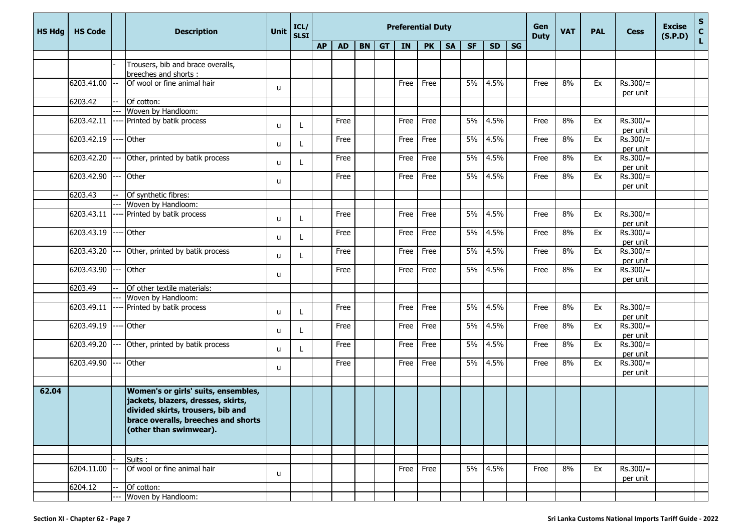| HS Hdg | HS Code | | Description | Unit | ICL/ SLSI | Preferential Duty | | | | | | | | | | Gen Duty | VAT | PAL | Cess | Excise (S.P.D) | SCL |
|---|---|---|---|---|---|---|---|---|---|---|---|---|---|---|---|---|---|---|---|---|---|
| | | | | | | AP | AD | BN | GT | IN | PK | SA | SF | SD | SG | | | | | | |
| | | - | Trousers, bib and brace overalls, breeches and shorts : | | | | | | | | | | | | | | | | | | |
| | 6203.41.00 | -- | Of wool or fine animal hair | u | | | | | | Free | Free | | 5% | 4.5% | | Free | 8% | Ex | Rs.300/= per unit | | |
| | 6203.42 | -- | Of cotton: | | | | | | | | | | | | | | | | | | |
| | | --- | Woven by Handloom: | | | | | | | | | | | | | | | | | | |
| | 6203.42.11 | ---- | Printed by batik process | u | L | | Free | | | Free | Free | | 5% | 4.5% | | Free | 8% | Ex | Rs.300/= per unit | | |
| | 6203.42.19 | ---- | Other | u | L | | Free | | | Free | Free | | 5% | 4.5% | | Free | 8% | Ex | Rs.300/= per unit | | |
| | 6203.42.20 | --- | Other, printed by batik process | u | L | | Free | | | Free | Free | | 5% | 4.5% | | Free | 8% | Ex | Rs.300/= per unit | | |
| | 6203.42.90 | --- | Other | u | | | Free | | | Free | Free | | 5% | 4.5% | | Free | 8% | Ex | Rs.300/= per unit | | |
| | 6203.43 | -- | Of synthetic fibres: | | | | | | | | | | | | | | | | | | |
| | | --- | Woven by Handloom: | | | | | | | | | | | | | | | | | | |
| | 6203.43.11 | ---- | Printed by batik process | u | L | | Free | | | Free | Free | | 5% | 4.5% | | Free | 8% | Ex | Rs.300/= per unit | | |
| | 6203.43.19 | ---- | Other | u | L | | Free | | | Free | Free | | 5% | 4.5% | | Free | 8% | Ex | Rs.300/= per unit | | |
| | 6203.43.20 | --- | Other, printed by batik process | u | L | | Free | | | Free | Free | | 5% | 4.5% | | Free | 8% | Ex | Rs.300/= per unit | | |
| | 6203.43.90 | --- | Other | u | | | Free | | | Free | Free | | 5% | 4.5% | | Free | 8% | Ex | Rs.300/= per unit | | |
| | 6203.49 | -- | Of other textile materials: | | | | | | | | | | | | | | | | | | |
| | | --- | Woven by Handloom: | | | | | | | | | | | | | | | | | | |
| | 6203.49.11 | ---- | Printed by batik process | u | L | | Free | | | Free | Free | | 5% | 4.5% | | Free | 8% | Ex | Rs.300/= per unit | | |
| | 6203.49.19 | ---- | Other | u | L | | Free | | | Free | Free | | 5% | 4.5% | | Free | 8% | Ex | Rs.300/= per unit | | |
| | 6203.49.20 | --- | Other, printed by batik process | u | L | | Free | | | Free | Free | | 5% | 4.5% | | Free | 8% | Ex | Rs.300/= per unit | | |
| | 6203.49.90 | --- | Other | u | | | Free | | | Free | Free | | 5% | 4.5% | | Free | 8% | Ex | Rs.300/= per unit | | |
| **62.04** | | | **Women's or girls' suits, ensembles, jackets, blazers, dresses, skirts, divided skirts, trousers, bib and brace overalls, breeches and shorts (other than swimwear).** | | | | | | | | | | | | | | | | | | |
| | | - | Suits : | | | | | | | | | | | | | | | | | | |
| | 6204.11.00 | -- | Of wool or fine animal hair | u | | | | | | Free | Free | | 5% | 4.5% | | Free | 8% | Ex | Rs.300/= per unit | | |
| | 6204.12 | -- | Of cotton: | | | | | | | | | | | | | | | | | | |
| | | --- | Woven by Handloom: | | | | | | | | | | | | | | | | | | |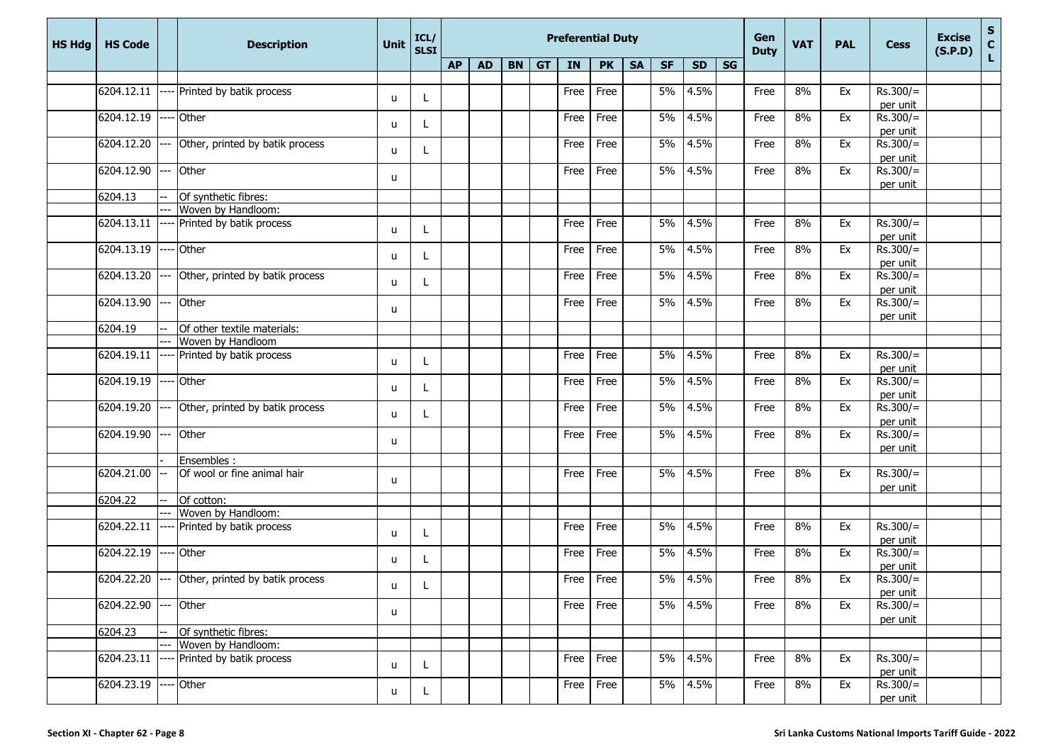| HS Hdg | HS Code | | Description | Unit | ICL/ SLSI | Preferential Duty | | | | | | | | | | Gen Duty | VAT | PAL | Cess | Excise (S.P.D) | SCL |
|---|---|---|---|---|---|---|---|---|---|---|---|---|---|---|---|---|---|---|---|---|---|
| | | | | | | AP | AD | BN | GT | IN | PK | SA | SF | SD | SG | | | | | | |
| | 6204.12.11 | ---- | Printed by batik process | u | L | | | | | Free | Free | | 5% | 4.5% | | Free | 8% | Ex | Rs.300/= per unit | | |
| | 6204.12.19 | ---- | Other | u | L | | | | | Free | Free | | 5% | 4.5% | | Free | 8% | Ex | Rs.300/= per unit | | |
| | 6204.12.20 | --- | Other, printed by batik process | u | L | | | | | Free | Free | | 5% | 4.5% | | Free | 8% | Ex | Rs.300/= per unit | | |
| | 6204.12.90 | --- | Other | u | | | | | | Free | Free | | 5% | 4.5% | | Free | 8% | Ex | Rs.300/= per unit | | |
| | 6204.13 | -- | Of synthetic fibres: | | | | | | | | | | | | | | | | | | |
| | | --- | Woven by Handloom: | | | | | | | | | | | | | | | | | | |
| | 6204.13.11 | ---- | Printed by batik process | u | L | | | | | Free | Free | | 5% | 4.5% | | Free | 8% | Ex | Rs.300/= per unit | | |
| | 6204.13.19 | ---- | Other | u | L | | | | | Free | Free | | 5% | 4.5% | | Free | 8% | Ex | Rs.300/= per unit | | |
| | 6204.13.20 | --- | Other, printed by batik process | u | L | | | | | Free | Free | | 5% | 4.5% | | Free | 8% | Ex | Rs.300/= per unit | | |
| | 6204.13.90 | --- | Other | u | | | | | | Free | Free | | 5% | 4.5% | | Free | 8% | Ex | Rs.300/= per unit | | |
| | 6204.19 | -- | Of other textile materials: | | | | | | | | | | | | | | | | | | |
| | | --- | Woven by Handloom | | | | | | | | | | | | | | | | | | |
| | 6204.19.11 | ---- | Printed by batik process | u | L | | | | | Free | Free | | 5% | 4.5% | | Free | 8% | Ex | Rs.300/= per unit | | |
| | 6204.19.19 | ---- | Other | u | L | | | | | Free | Free | | 5% | 4.5% | | Free | 8% | Ex | Rs.300/= per unit | | |
| | 6204.19.20 | --- | Other, printed by batik process | u | L | | | | | Free | Free | | 5% | 4.5% | | Free | 8% | Ex | Rs.300/= per unit | | |
| | 6204.19.90 | --- | Other | u | | | | | | Free | Free | | 5% | 4.5% | | Free | 8% | Ex | Rs.300/= per unit | | |
| | | - | Ensembles : | | | | | | | | | | | | | | | | | | |
| | 6204.21.00 | -- | Of wool or fine animal hair | u | | | | | | Free | Free | | 5% | 4.5% | | Free | 8% | Ex | Rs.300/= per unit | | |
| | 6204.22 | -- | Of cotton: | | | | | | | | | | | | | | | | | | |
| | | --- | Woven by Handloom: | | | | | | | | | | | | | | | | | | |
| | 6204.22.11 | ---- | Printed by batik process | u | L | | | | | Free | Free | | 5% | 4.5% | | Free | 8% | Ex | Rs.300/= per unit | | |
| | 6204.22.19 | ---- | Other | u | L | | | | | Free | Free | | 5% | 4.5% | | Free | 8% | Ex | Rs.300/= per unit | | |
| | 6204.22.20 | --- | Other, printed by batik process | u | L | | | | | Free | Free | | 5% | 4.5% | | Free | 8% | Ex | Rs.300/= per unit | | |
| | 6204.22.90 | --- | Other | u | | | | | | Free | Free | | 5% | 4.5% | | Free | 8% | Ex | Rs.300/= per unit | | |
| | 6204.23 | -- | Of synthetic fibres: | | | | | | | | | | | | | | | | | | |
| | | --- | Woven by Handloom: | | | | | | | | | | | | | | | | | | |
| | 6204.23.11 | ---- | Printed by batik process | u | L | | | | | Free | Free | | 5% | 4.5% | | Free | 8% | Ex | Rs.300/= per unit | | |
| | 6204.23.19 | ---- | Other | u | L | | | | | Free | Free | | 5% | 4.5% | | Free | 8% | Ex | Rs.300/= per unit | | |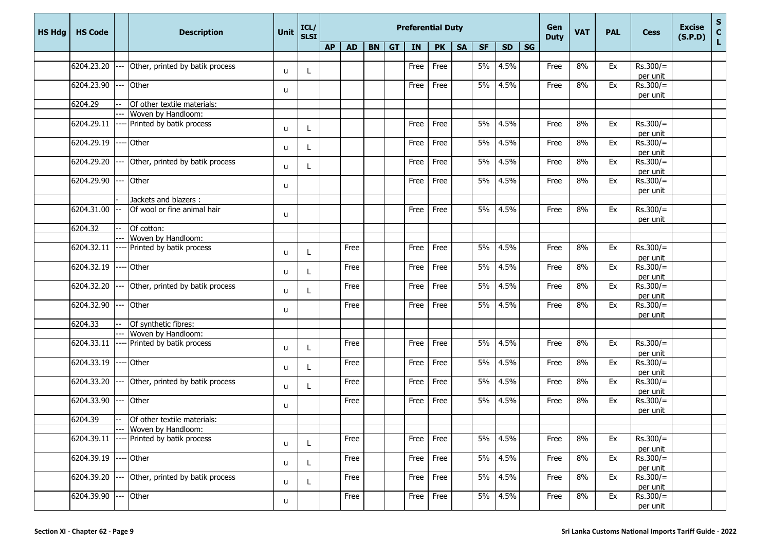| HS Hdg | HS Code | | Description | Unit | ICL/ SLSI | Preferential Duty | | | | | | | | | | Gen Duty | VAT | PAL | Cess | Excise (S.P.D) | S C L |
|---|---|---|---|---|---|---|---|---|---|---|---|---|---|---|---|---|---|---|---|---|---|
| | | | | | | AP | AD | BN | GT | IN | PK | SA | SF | SD | SG | | | | | | |
| | | | | | | | | | | | | | | | | | | | | | |
| | 6204.23.20 | --- | Other, printed by batik process | u | L | | | | | Free | Free | | 5% | 4.5% | | Free | 8% | Ex | Rs.300/= per unit | | |
| | 6204.23.90 | --- | Other | u | | | | | | Free | Free | | 5% | 4.5% | | Free | 8% | Ex | Rs.300/= per unit | | |
| | 6204.29 | -- | Of other textile materials: | | | | | | | | | | | | | | | | | | |
| | | --- | Woven by Handloom: | | | | | | | | | | | | | | | | | | |
| | 6204.29.11 | ---- | Printed by batik process | u | L | | | | | Free | Free | | 5% | 4.5% | | Free | 8% | Ex | Rs.300/= per unit | | |
| | 6204.29.19 | ---- | Other | u | L | | | | | Free | Free | | 5% | 4.5% | | Free | 8% | Ex | Rs.300/= per unit | | |
| | 6204.29.20 | --- | Other, printed by batik process | u | L | | | | | Free | Free | | 5% | 4.5% | | Free | 8% | Ex | Rs.300/= per unit | | |
| | 6204.29.90 | --- | Other | u | | | | | | Free | Free | | 5% | 4.5% | | Free | 8% | Ex | Rs.300/= per unit | | |
| | | - | Jackets and blazers : | | | | | | | | | | | | | | | | | | |
| | 6204.31.00 | -- | Of wool or fine animal hair | u | | | | | | Free | Free | | 5% | 4.5% | | Free | 8% | Ex | Rs.300/= per unit | | |
| | 6204.32 | -- | Of cotton: | | | | | | | | | | | | | | | | | | |
| | | --- | Woven by Handloom: | | | | | | | | | | | | | | | | | | |
| | 6204.32.11 | ---- | Printed by batik process | u | L | | Free | | | Free | Free | | 5% | 4.5% | | Free | 8% | Ex | Rs.300/= per unit | | |
| | 6204.32.19 | ---- | Other | u | L | | Free | | | Free | Free | | 5% | 4.5% | | Free | 8% | Ex | Rs.300/= per unit | | |
| | 6204.32.20 | --- | Other, printed by batik process | u | L | | Free | | | Free | Free | | 5% | 4.5% | | Free | 8% | Ex | Rs.300/= per unit | | |
| | 6204.32.90 | --- | Other | u | | | Free | | | Free | Free | | 5% | 4.5% | | Free | 8% | Ex | Rs.300/= per unit | | |
| | 6204.33 | -- | Of synthetic fibres: | | | | | | | | | | | | | | | | | | |
| | | --- | Woven by Handloom: | | | | | | | | | | | | | | | | | | |
| | 6204.33.11 | ---- | Printed by batik process | u | L | | Free | | | Free | Free | | 5% | 4.5% | | Free | 8% | Ex | Rs.300/= per unit | | |
| | 6204.33.19 | ---- | Other | u | L | | Free | | | Free | Free | | 5% | 4.5% | | Free | 8% | Ex | Rs.300/= per unit | | |
| | 6204.33.20 | --- | Other, printed by batik process | u | L | | Free | | | Free | Free | | 5% | 4.5% | | Free | 8% | Ex | Rs.300/= per unit | | |
| | 6204.33.90 | --- | Other | u | | | Free | | | Free | Free | | 5% | 4.5% | | Free | 8% | Ex | Rs.300/= per unit | | |
| | 6204.39 | -- | Of other textile materials: | | | | | | | | | | | | | | | | | | |
| | | --- | Woven by Handloom: | | | | | | | | | | | | | | | | | | |
| | 6204.39.11 | ---- | Printed by batik process | u | L | | Free | | | Free | Free | | 5% | 4.5% | | Free | 8% | Ex | Rs.300/= per unit | | |
| | 6204.39.19 | ---- | Other | u | L | | Free | | | Free | Free | | 5% | 4.5% | | Free | 8% | Ex | Rs.300/= per unit | | |
| | 6204.39.20 | --- | Other, printed by batik process | u | L | | Free | | | Free | Free | | 5% | 4.5% | | Free | 8% | Ex | Rs.300/= per unit | | |
| | 6204.39.90 | --- | Other | u | | | Free | | | Free | Free | | 5% | 4.5% | | Free | 8% | Ex | Rs.300/= per unit | | |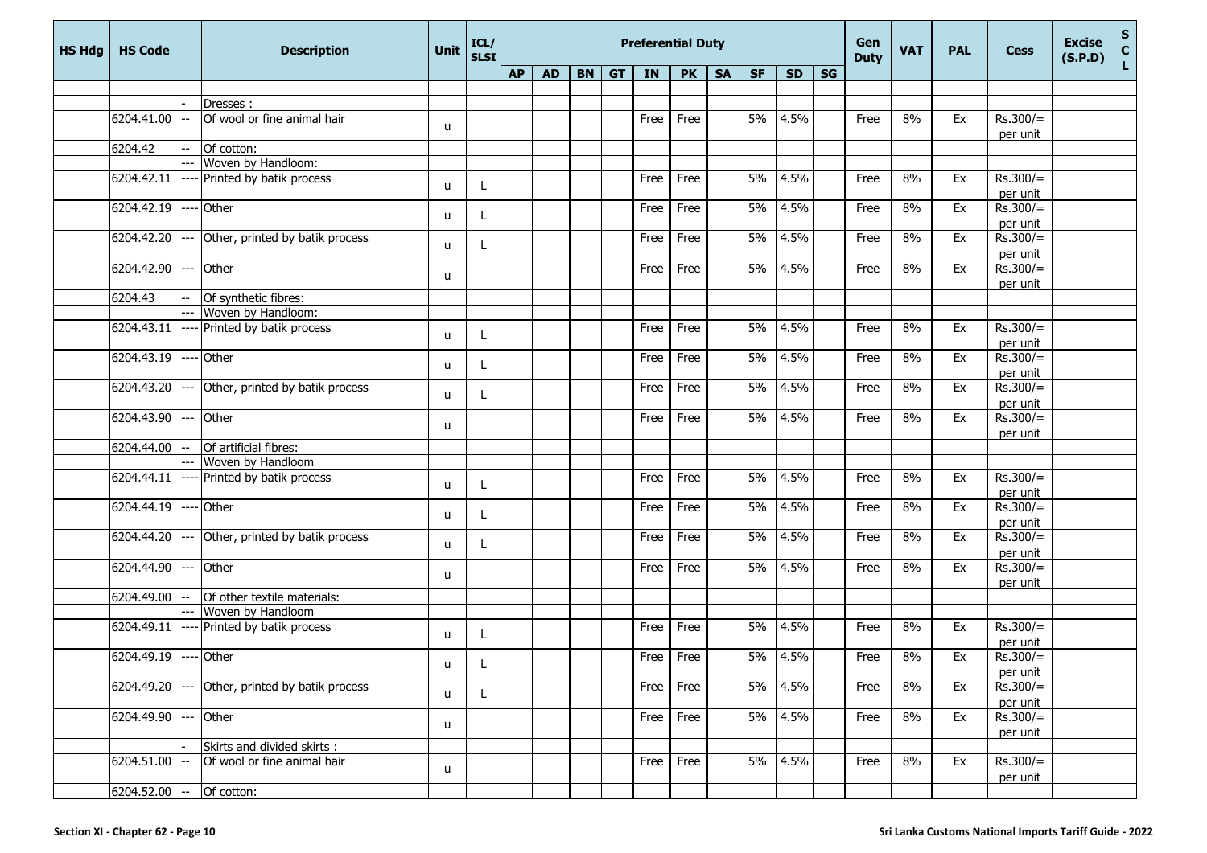| HS Hdg | HS Code | | Description | Unit | ICL/ SLSI | Preferential Duty | | | | | | | | | | Gen Duty | VAT | PAL | Cess | Excise (S.P.D) | SCL |
|---|---|---|---|---|---|---|---|---|---|---|---|---|---|---|---|---|---|---|---|---|---|
| | | | | | | AP | AD | BN | GT | IN | PK | SA | SF | SD | SG | | | | | | |
| | | | | | | | | | | | | | | | | | | | | | |
| | | - | Dresses : | | | | | | | | | | | | | | | | | | |
| | 6204.41.00 | -- | Of wool or fine animal hair | u | | | | | | Free | Free | | 5% | 4.5% | | Free | 8% | Ex | Rs.300/= per unit | | |
| | 6204.42 | -- | Of cotton: | | | | | | | | | | | | | | | | | | |
| | | --- | Woven by Handloom: | | | | | | | | | | | | | | | | | | |
| | 6204.42.11 | ---- | Printed by batik process | u | L | | | | | Free | Free | | 5% | 4.5% | | Free | 8% | Ex | Rs.300/= per unit | | |
| | 6204.42.19 | ---- | Other | u | L | | | | | Free | Free | | 5% | 4.5% | | Free | 8% | Ex | Rs.300/= per unit | | |
| | 6204.42.20 | --- | Other, printed by batik process | u | L | | | | | Free | Free | | 5% | 4.5% | | Free | 8% | Ex | Rs.300/= per unit | | |
| | 6204.42.90 | --- | Other | u | | | | | | Free | Free | | 5% | 4.5% | | Free | 8% | Ex | Rs.300/= per unit | | |
| | 6204.43 | -- | Of synthetic fibres: | | | | | | | | | | | | | | | | | | |
| | | --- | Woven by Handloom: | | | | | | | | | | | | | | | | | | |
| | 6204.43.11 | ---- | Printed by batik process | u | L | | | | | Free | Free | | 5% | 4.5% | | Free | 8% | Ex | Rs.300/= per unit | | |
| | 6204.43.19 | ---- | Other | u | L | | | | | Free | Free | | 5% | 4.5% | | Free | 8% | Ex | Rs.300/= per unit | | |
| | 6204.43.20 | --- | Other, printed by batik process | u | L | | | | | Free | Free | | 5% | 4.5% | | Free | 8% | Ex | Rs.300/= per unit | | |
| | 6204.43.90 | --- | Other | u | | | | | | Free | Free | | 5% | 4.5% | | Free | 8% | Ex | Rs.300/= per unit | | |
| | 6204.44.00 | -- | Of artificial fibres: | | | | | | | | | | | | | | | | | | |
| | | --- | Woven by Handloom | | | | | | | | | | | | | | | | | | |
| | 6204.44.11 | ---- | Printed by batik process | u | L | | | | | Free | Free | | 5% | 4.5% | | Free | 8% | Ex | Rs.300/= per unit | | |
| | 6204.44.19 | ---- | Other | u | L | | | | | Free | Free | | 5% | 4.5% | | Free | 8% | Ex | Rs.300/= per unit | | |
| | 6204.44.20 | --- | Other, printed by batik process | u | L | | | | | Free | Free | | 5% | 4.5% | | Free | 8% | Ex | Rs.300/= per unit | | |
| | 6204.44.90 | --- | Other | u | | | | | | Free | Free | | 5% | 4.5% | | Free | 8% | Ex | Rs.300/= per unit | | |
| | 6204.49.00 | -- | Of other textile materials: | | | | | | | | | | | | | | | | | | |
| | | --- | Woven by Handloom | | | | | | | | | | | | | | | | | | |
| | 6204.49.11 | ---- | Printed by batik process | u | L | | | | | Free | Free | | 5% | 4.5% | | Free | 8% | Ex | Rs.300/= per unit | | |
| | 6204.49.19 | ---- | Other | u | L | | | | | Free | Free | | 5% | 4.5% | | Free | 8% | Ex | Rs.300/= per unit | | |
| | 6204.49.20 | --- | Other, printed by batik process | u | L | | | | | Free | Free | | 5% | 4.5% | | Free | 8% | Ex | Rs.300/= per unit | | |
| | 6204.49.90 | --- | Other | u | | | | | | Free | Free | | 5% | 4.5% | | Free | 8% | Ex | Rs.300/= per unit | | |
| | | - | Skirts and divided skirts : | | | | | | | | | | | | | | | | | | |
| | 6204.51.00 | -- | Of wool or fine animal hair | u | | | | | | Free | Free | | 5% | 4.5% | | Free | 8% | Ex | Rs.300/= per unit | | |
| | 6204.52.00 | -- | Of cotton: | | | | | | | | | | | | | | | | | | |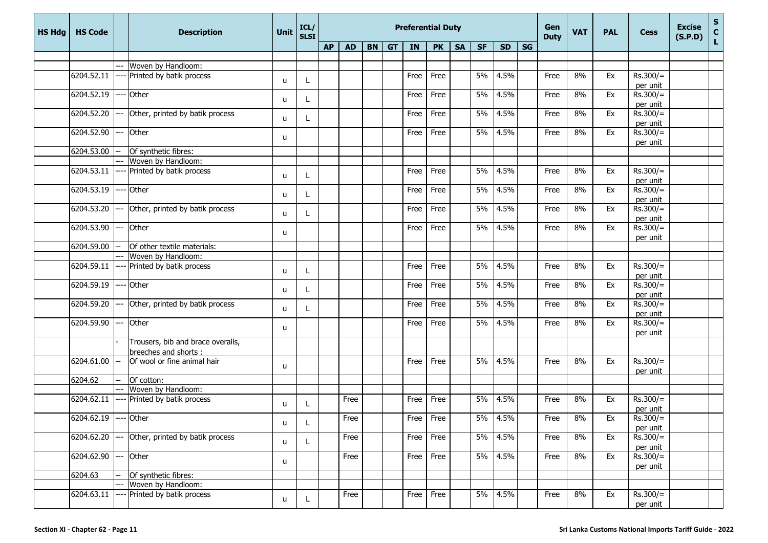| HS Hdg | HS Code | | Description | Unit | ICL/ SLSI | Preferential Duty | | | | | | | | | | Gen Duty | VAT | PAL | Cess | Excise (S.P.D) | S C L |
|---|---|---|---|---|---|---|---|---|---|---|---|---|---|---|---|---|---|---|---|---|---|
| | | | | | | AP | AD | BN | GT | IN | PK | SA | SF | SD | SG | | | | | | |
| | | | | | | | | | | | | | | | | | | | | | |
| | | --- | Woven by Handloom: | | | | | | | | | | | | | | | | | | |
| | 6204.52.11 | ---- | Printed by batik process | u | L | | | | | Free | Free | | 5% | 4.5% | | Free | 8% | Ex | Rs.300/= per unit | | |
| | 6204.52.19 | ---- | Other | u | L | | | | | Free | Free | | 5% | 4.5% | | Free | 8% | Ex | Rs.300/= per unit | | |
| | 6204.52.20 | --- | Other, printed by batik process | u | L | | | | | Free | Free | | 5% | 4.5% | | Free | 8% | Ex | Rs.300/= per unit | | |
| | 6204.52.90 | --- | Other | u | | | | | | Free | Free | | 5% | 4.5% | | Free | 8% | Ex | Rs.300/= per unit | | |
| | 6204.53.00 | -- | Of synthetic fibres: | | | | | | | | | | | | | | | | | | |
| | | --- | Woven by Handloom: | | | | | | | | | | | | | | | | | | |
| | 6204.53.11 | ---- | Printed by batik process | u | L | | | | | Free | Free | | 5% | 4.5% | | Free | 8% | Ex | Rs.300/= per unit | | |
| | 6204.53.19 | ---- | Other | u | L | | | | | Free | Free | | 5% | 4.5% | | Free | 8% | Ex | Rs.300/= per unit | | |
| | 6204.53.20 | --- | Other, printed by batik process | u | L | | | | | Free | Free | | 5% | 4.5% | | Free | 8% | Ex | Rs.300/= per unit | | |
| | 6204.53.90 | --- | Other | u | | | | | | Free | Free | | 5% | 4.5% | | Free | 8% | Ex | Rs.300/= per unit | | |
| | 6204.59.00 | -- | Of other textile materials: | | | | | | | | | | | | | | | | | | |
| | | --- | Woven by Handloom: | | | | | | | | | | | | | | | | | | |
| | 6204.59.11 | ---- | Printed by batik process | u | L | | | | | Free | Free | | 5% | 4.5% | | Free | 8% | Ex | Rs.300/= per unit | | |
| | 6204.59.19 | ---- | Other | u | L | | | | | Free | Free | | 5% | 4.5% | | Free | 8% | Ex | Rs.300/= per unit | | |
| | 6204.59.20 | --- | Other, printed by batik process | u | L | | | | | Free | Free | | 5% | 4.5% | | Free | 8% | Ex | Rs.300/= per unit | | |
| | 6204.59.90 | --- | Other | u | | | | | | Free | Free | | 5% | 4.5% | | Free | 8% | Ex | Rs.300/= per unit | | |
| | | - | Trousers, bib and brace overalls, breeches and shorts : | | | | | | | | | | | | | | | | | | |
| | 6204.61.00 | -- | Of wool or fine animal hair | u | | | | | | Free | Free | | 5% | 4.5% | | Free | 8% | Ex | Rs.300/= per unit | | |
| | 6204.62 | -- | Of cotton: | | | | | | | | | | | | | | | | | | |
| | | --- | Woven by Handloom: | | | | | | | | | | | | | | | | | | |
| | 6204.62.11 | ---- | Printed by batik process | u | L | | Free | | | Free | Free | | 5% | 4.5% | | Free | 8% | Ex | Rs.300/= per unit | | |
| | 6204.62.19 | ---- | Other | u | L | | Free | | | Free | Free | | 5% | 4.5% | | Free | 8% | Ex | Rs.300/= per unit | | |
| | 6204.62.20 | --- | Other, printed by batik process | u | L | | Free | | | Free | Free | | 5% | 4.5% | | Free | 8% | Ex | Rs.300/= per unit | | |
| | 6204.62.90 | --- | Other | u | | | Free | | | Free | Free | | 5% | 4.5% | | Free | 8% | Ex | Rs.300/= per unit | | |
| | 6204.63 | -- | Of synthetic fibres: | | | | | | | | | | | | | | | | | | |
| | | --- | Woven by Handloom: | | | | | | | | | | | | | | | | | | |
| | 6204.63.11 | ---- | Printed by batik process | u | L | | Free | | | Free | Free | | 5% | 4.5% | | Free | 8% | Ex | Rs.300/= per unit | | |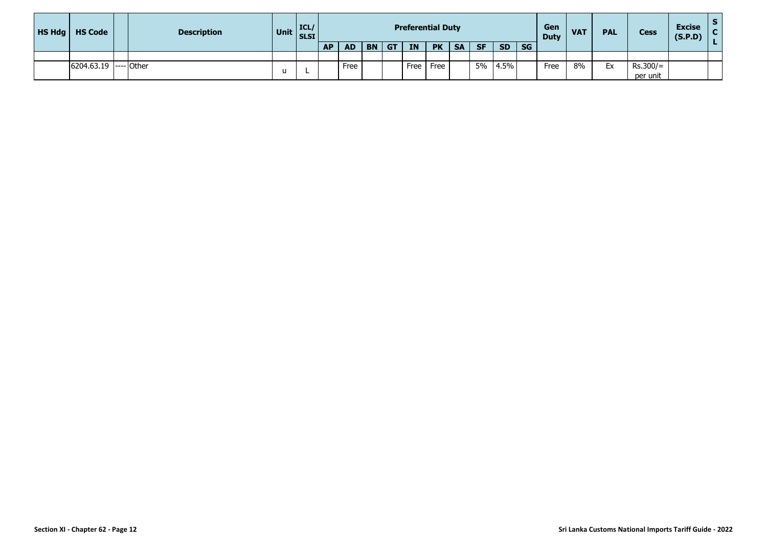| HS Hdg | HS Code | | Description | Unit | ICL/ SLSI | Preferential Duty | | | | | | | | | | Gen Duty | VAT | PAL | Cess | Excise (S.P.D) | S C L |
|---|---|---|---|---|---|---|---|---|---|---|---|---|---|---|---|---|---|---|---|---|---|
| | | | | | | AP | AD | BN | GT | IN | PK | SA | SF | SD | SG | | | | | | |
| | | | | | | | | | | | | | | | | | | | | | |
| | 6204.63.19 | ---- | Other | u | L | | Free | | | Free | Free | | 5% | 4.5% | | Free | 8% | Ex | Rs.300/= per unit | | |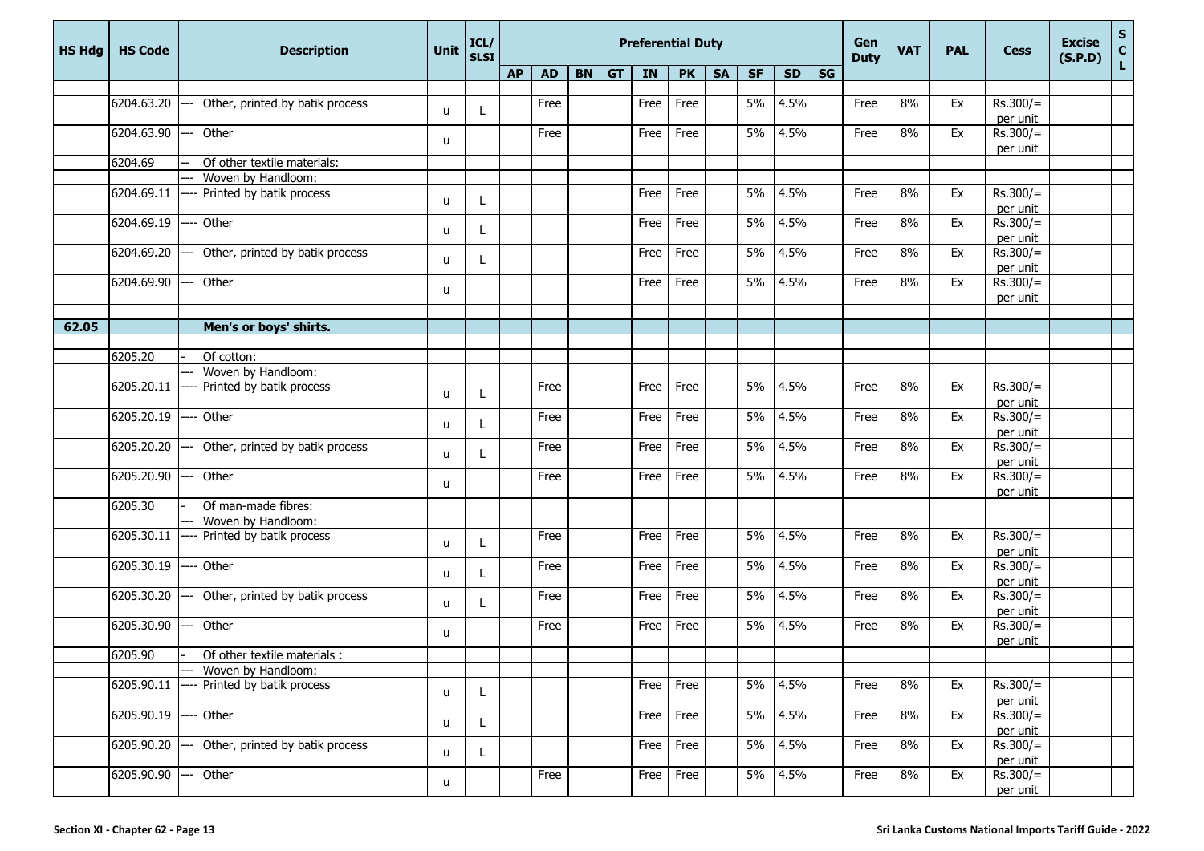| HS Hdg | HS Code | | Description | Unit | ICL/ SLSI | Preferential Duty | | | | | | | | | | Gen Duty | VAT | PAL | Cess | Excise (S.P.D) | SCL |
|---|---|---|---|---|---|---|---|---|---|---|---|---|---|---|---|---|---|---|---|---|---|
| | | | | | | AP | AD | BN | GT | IN | PK | SA | SF | SD | SG | | | | | | |
| | 6204.63.20 | --- | Other, printed by batik process | u | L | | Free | | | Free | Free | | 5% | 4.5% | | Free | 8% | Ex | Rs.300/= per unit | | |
| | 6204.63.90 | --- | Other | u | | | Free | | | Free | Free | | 5% | 4.5% | | Free | 8% | Ex | Rs.300/= per unit | | |
| | 6204.69 | -- | Of other textile materials: | | | | | | | | | | | | | | | | | | |
| | | --- | Woven by Handloom: | | | | | | | | | | | | | | | | | | |
| | 6204.69.11 | ---- | Printed by batik process | u | L | | | | | Free | Free | | 5% | 4.5% | | Free | 8% | Ex | Rs.300/= per unit | | |
| | 6204.69.19 | ---- | Other | u | L | | | | | Free | Free | | 5% | 4.5% | | Free | 8% | Ex | Rs.300/= per unit | | |
| | 6204.69.20 | --- | Other, printed by batik process | u | L | | | | | Free | Free | | 5% | 4.5% | | Free | 8% | Ex | Rs.300/= per unit | | |
| | 6204.69.90 | --- | Other | u | | | | | | Free | Free | | 5% | 4.5% | | Free | 8% | Ex | Rs.300/= per unit | | |
| **62.05** | | | **Men's or boys' shirts.** | | | | | | | | | | | | | | | | | | |
| | 6205.20 | - | Of cotton: | | | | | | | | | | | | | | | | | | |
| | | --- | Woven by Handloom: | | | | | | | | | | | | | | | | | | |
| | 6205.20.11 | ---- | Printed by batik process | u | L | | Free | | | Free | Free | | 5% | 4.5% | | Free | 8% | Ex | Rs.300/= per unit | | |
| | 6205.20.19 | ---- | Other | u | L | | Free | | | Free | Free | | 5% | 4.5% | | Free | 8% | Ex | Rs.300/= per unit | | |
| | 6205.20.20 | --- | Other, printed by batik process | u | L | | Free | | | Free | Free | | 5% | 4.5% | | Free | 8% | Ex | Rs.300/= per unit | | |
| | 6205.20.90 | --- | Other | u | | | Free | | | Free | Free | | 5% | 4.5% | | Free | 8% | Ex | Rs.300/= per unit | | |
| | 6205.30 | - | Of man-made fibres: | | | | | | | | | | | | | | | | | | |
| | | --- | Woven by Handloom: | | | | | | | | | | | | | | | | | | |
| | 6205.30.11 | ---- | Printed by batik process | u | L | | Free | | | Free | Free | | 5% | 4.5% | | Free | 8% | Ex | Rs.300/= per unit | | |
| | 6205.30.19 | ---- | Other | u | L | | Free | | | Free | Free | | 5% | 4.5% | | Free | 8% | Ex | Rs.300/= per unit | | |
| | 6205.30.20 | --- | Other, printed by batik process | u | L | | Free | | | Free | Free | | 5% | 4.5% | | Free | 8% | Ex | Rs.300/= per unit | | |
| | 6205.30.90 | --- | Other | u | | | Free | | | Free | Free | | 5% | 4.5% | | Free | 8% | Ex | Rs.300/= per unit | | |
| | 6205.90 | - | Of other textile materials : | | | | | | | | | | | | | | | | | | |
| | | --- | Woven by Handloom: | | | | | | | | | | | | | | | | | | |
| | 6205.90.11 | ---- | Printed by batik process | u | L | | | | | Free | Free | | 5% | 4.5% | | Free | 8% | Ex | Rs.300/= per unit | | |
| | 6205.90.19 | ---- | Other | u | L | | | | | Free | Free | | 5% | 4.5% | | Free | 8% | Ex | Rs.300/= per unit | | |
| | 6205.90.20 | --- | Other, printed by batik process | u | L | | | | | Free | Free | | 5% | 4.5% | | Free | 8% | Ex | Rs.300/= per unit | | |
| | 6205.90.90 | --- | Other | u | | | Free | | | Free | Free | | 5% | 4.5% | | Free | 8% | Ex | Rs.300/= per unit | | |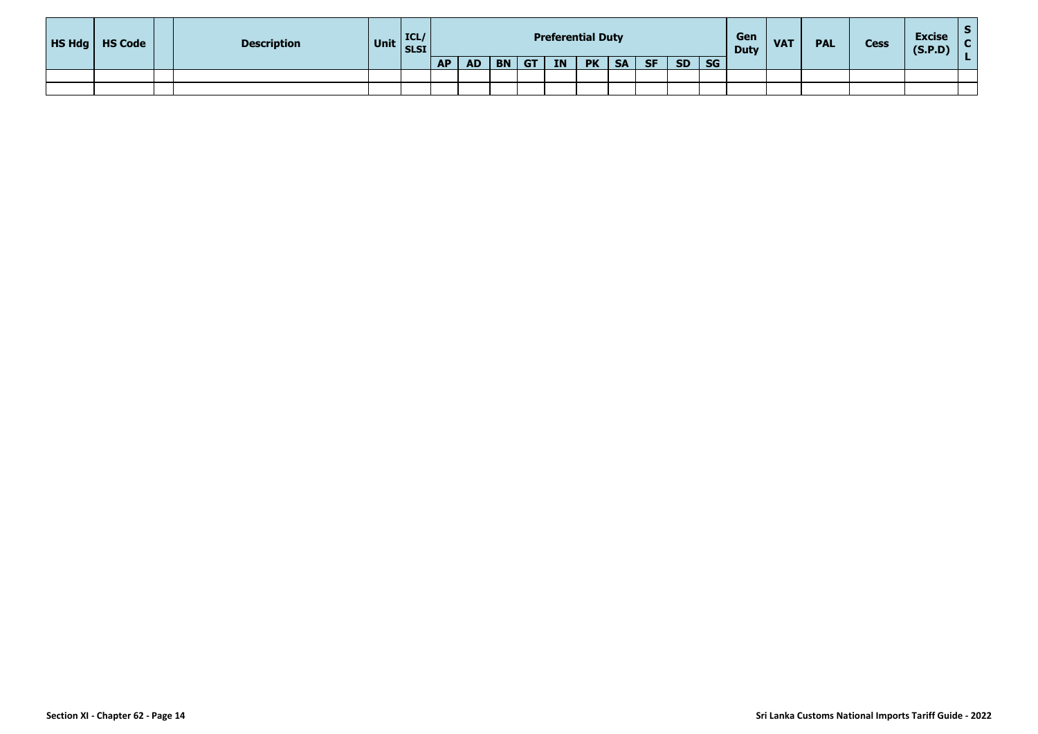| HS Hdg | HS Code | | Description | Unit | ICL/ SLSI | Preferential Duty | | | | | | | | | | Gen Duty | VAT | PAL | Cess | Excise (S.P.D) | S C L |
|---|---|---|---|---|---|---|---|---|---|---|---|---|---|---|---|---|---|---|---|---|---|
| | | | | | | AP | AD | BN | GT | IN | PK | SA | SF | SD | SG | | | | | | |
| | | | | | | | | | | | | | | | | | | | | | |
| | | | | | | | | | | | | | | | | | | | | | |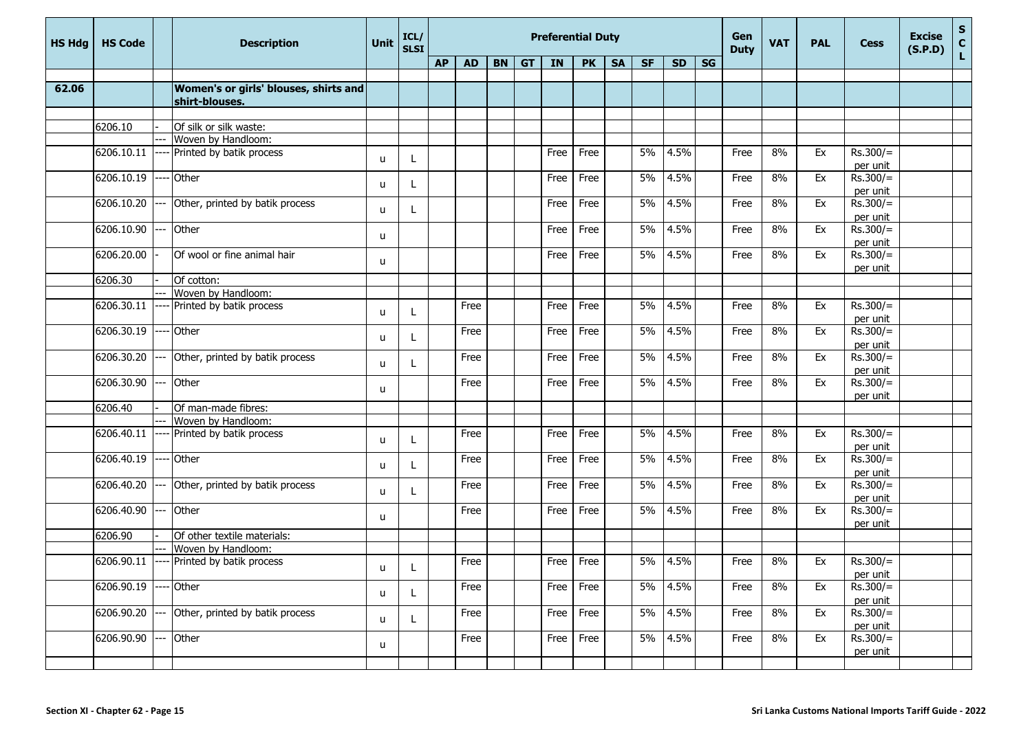| HS Hdg | HS Code | | Description | Unit | ICL/ SLSI | Preferential Duty | | | | | | | | | | Gen Duty | VAT | PAL | Cess | Excise (S.P.D) | S C L |
|---|---|---|---|---|---|---|---|---|---|---|---|---|---|---|---|---|---|---|---|---|---|
| | | | | | | AP | AD | BN | GT | IN | PK | SA | SF | SD | SG | | | | | | |
| **62.06** | | | **Women's or girls' blouses, shirts and shirt-blouses.** | | | | | | | | | | | | | | | | | | |
| | 6206.10 | - | Of silk or silk waste: | | | | | | | | | | | | | | | | | | |
| | | --- | Woven by Handloom: | | | | | | | | | | | | | | | | | | |
| | 6206.10.11 | ---- | Printed by batik process | u | L | | | | | Free | Free | | 5% | 4.5% | | Free | 8% | Ex | Rs.300/= per unit | | |
| | 6206.10.19 | ---- | Other | u | L | | | | | Free | Free | | 5% | 4.5% | | Free | 8% | Ex | Rs.300/= per unit | | |
| | 6206.10.20 | --- | Other, printed by batik process | u | L | | | | | Free | Free | | 5% | 4.5% | | Free | 8% | Ex | Rs.300/= per unit | | |
| | 6206.10.90 | --- | Other | u | | | | | | Free | Free | | 5% | 4.5% | | Free | 8% | Ex | Rs.300/= per unit | | |
| | 6206.20.00 | - | Of wool or fine animal hair | u | | | | | | Free | Free | | 5% | 4.5% | | Free | 8% | Ex | Rs.300/= per unit | | |
| | 6206.30 | - | Of cotton: | | | | | | | | | | | | | | | | | | |
| | | --- | Woven by Handloom: | | | | | | | | | | | | | | | | | | |
| | 6206.30.11 | ---- | Printed by batik process | u | L | | Free | | | Free | Free | | 5% | 4.5% | | Free | 8% | Ex | Rs.300/= per unit | | |
| | 6206.30.19 | ---- | Other | u | L | | Free | | | Free | Free | | 5% | 4.5% | | Free | 8% | Ex | Rs.300/= per unit | | |
| | 6206.30.20 | --- | Other, printed by batik process | u | L | | Free | | | Free | Free | | 5% | 4.5% | | Free | 8% | Ex | Rs.300/= per unit | | |
| | 6206.30.90 | --- | Other | u | | | Free | | | Free | Free | | 5% | 4.5% | | Free | 8% | Ex | Rs.300/= per unit | | |
| | 6206.40 | - | Of man-made fibres: | | | | | | | | | | | | | | | | | | |
| | | --- | Woven by Handloom: | | | | | | | | | | | | | | | | | | |
| | 6206.40.11 | ---- | Printed by batik process | u | L | | Free | | | Free | Free | | 5% | 4.5% | | Free | 8% | Ex | Rs.300/= per unit | | |
| | 6206.40.19 | ---- | Other | u | L | | Free | | | Free | Free | | 5% | 4.5% | | Free | 8% | Ex | Rs.300/= per unit | | |
| | 6206.40.20 | --- | Other, printed by batik process | u | L | | Free | | | Free | Free | | 5% | 4.5% | | Free | 8% | Ex | Rs.300/= per unit | | |
| | 6206.40.90 | --- | Other | u | | | Free | | | Free | Free | | 5% | 4.5% | | Free | 8% | Ex | Rs.300/= per unit | | |
| | 6206.90 | - | Of other textile materials: | | | | | | | | | | | | | | | | | | |
| | | --- | Woven by Handloom: | | | | | | | | | | | | | | | | | | |
| | 6206.90.11 | ---- | Printed by batik process | u | L | | Free | | | Free | Free | | 5% | 4.5% | | Free | 8% | Ex | Rs.300/= per unit | | |
| | 6206.90.19 | ---- | Other | u | L | | Free | | | Free | Free | | 5% | 4.5% | | Free | 8% | Ex | Rs.300/= per unit | | |
| | 6206.90.20 | --- | Other, printed by batik process | u | L | | Free | | | Free | Free | | 5% | 4.5% | | Free | 8% | Ex | Rs.300/= per unit | | |
| | 6206.90.90 | --- | Other | u | | | Free | | | Free | Free | | 5% | 4.5% | | Free | 8% | Ex | Rs.300/= per unit | | |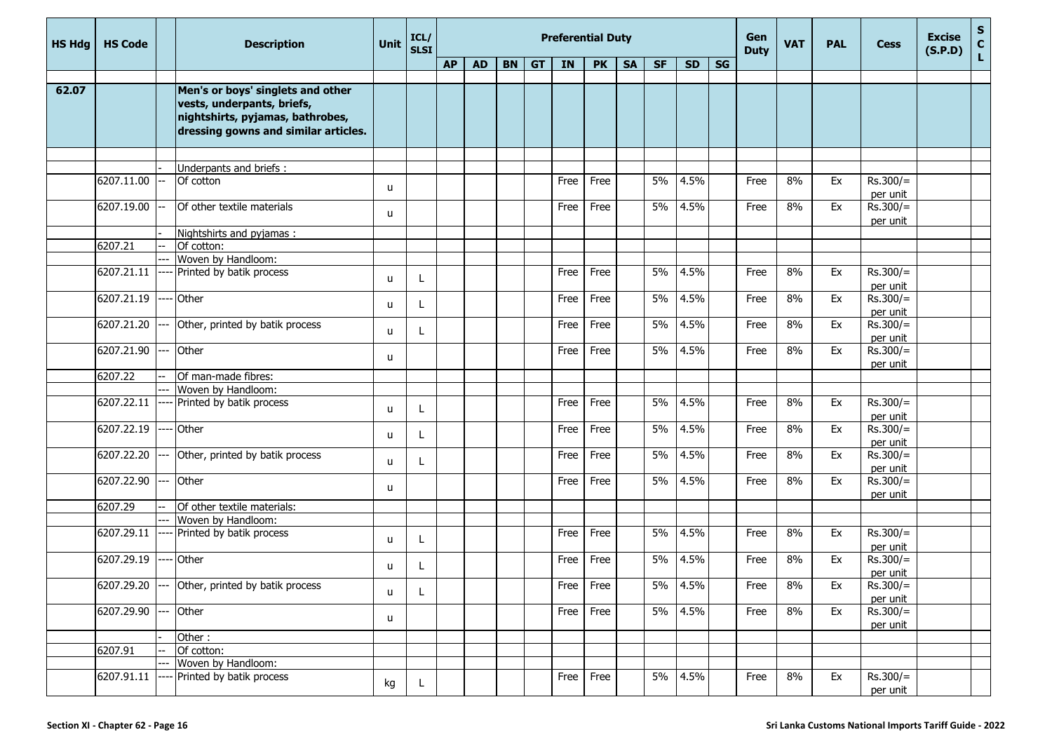| HS Hdg | HS Code | | Description | Unit | ICL/ SLSI | Preferential Duty | | | | | | | | | | Gen Duty | VAT | PAL | Cess | Excise (S.P.D) | S C L |
|---|---|---|---|---|---|---|---|---|---|---|---|---|---|---|---|---|---|---|---|---|---|
| | | | | | | AP | AD | BN | GT | IN | PK | SA | SF | SD | SG | | | | | | |
| 62.07 | | | **Men's or boys' singlets and other vests, underpants, briefs, nightshirts, pyjamas, bathrobes, dressing gowns and similar articles.** | | | | | | | | | | | | | | | | | | |
| | | - | Underpants and briefs : | | | | | | | | | | | | | | | | | | |
| | 6207.11.00 | -- | Of cotton | u | | | | | | Free | Free | | 5% | 4.5% | | Free | 8% | Ex | Rs.300/= per unit | | |
| | 6207.19.00 | -- | Of other textile materials | u | | | | | | Free | Free | | 5% | 4.5% | | Free | 8% | Ex | Rs.300/= per unit | | |
| | | - | Nightshirts and pyjamas : | | | | | | | | | | | | | | | | | | |
| | 6207.21 | -- | Of cotton: | | | | | | | | | | | | | | | | | | |
| | | --- | Woven by Handloom: | | | | | | | | | | | | | | | | | | |
| | 6207.21.11 | ---- | Printed by batik process | u | L | | | | | Free | Free | | 5% | 4.5% | | Free | 8% | Ex | Rs.300/= per unit | | |
| | 6207.21.19 | ---- | Other | u | L | | | | | Free | Free | | 5% | 4.5% | | Free | 8% | Ex | Rs.300/= per unit | | |
| | 6207.21.20 | --- | Other, printed by batik process | u | L | | | | | Free | Free | | 5% | 4.5% | | Free | 8% | Ex | Rs.300/= per unit | | |
| | 6207.21.90 | --- | Other | u | | | | | | Free | Free | | 5% | 4.5% | | Free | 8% | Ex | Rs.300/= per unit | | |
| | 6207.22 | -- | Of man-made fibres: | | | | | | | | | | | | | | | | | | |
| | | --- | Woven by Handloom: | | | | | | | | | | | | | | | | | | |
| | 6207.22.11 | ---- | Printed by batik process | u | L | | | | | Free | Free | | 5% | 4.5% | | Free | 8% | Ex | Rs.300/= per unit | | |
| | 6207.22.19 | ---- | Other | u | L | | | | | Free | Free | | 5% | 4.5% | | Free | 8% | Ex | Rs.300/= per unit | | |
| | 6207.22.20 | --- | Other, printed by batik process | u | L | | | | | Free | Free | | 5% | 4.5% | | Free | 8% | Ex | Rs.300/= per unit | | |
| | 6207.22.90 | --- | Other | u | | | | | | Free | Free | | 5% | 4.5% | | Free | 8% | Ex | Rs.300/= per unit | | |
| | 6207.29 | -- | Of other textile materials: | | | | | | | | | | | | | | | | | | |
| | | --- | Woven by Handloom: | | | | | | | | | | | | | | | | | | |
| | 6207.29.11 | ---- | Printed by batik process | u | L | | | | | Free | Free | | 5% | 4.5% | | Free | 8% | Ex | Rs.300/= per unit | | |
| | 6207.29.19 | ---- | Other | u | L | | | | | Free | Free | | 5% | 4.5% | | Free | 8% | Ex | Rs.300/= per unit | | |
| | 6207.29.20 | --- | Other, printed by batik process | u | L | | | | | Free | Free | | 5% | 4.5% | | Free | 8% | Ex | Rs.300/= per unit | | |
| | 6207.29.90 | --- | Other | u | | | | | | Free | Free | | 5% | 4.5% | | Free | 8% | Ex | Rs.300/= per unit | | |
| | | - | Other : | | | | | | | | | | | | | | | | | | |
| | 6207.91 | -- | Of cotton: | | | | | | | | | | | | | | | | | | |
| | | --- | Woven by Handloom: | | | | | | | | | | | | | | | | | | |
| | 6207.91.11 | ---- | Printed by batik process | kg | L | | | | | Free | Free | | 5% | 4.5% | | Free | 8% | Ex | Rs.300/= per unit | | |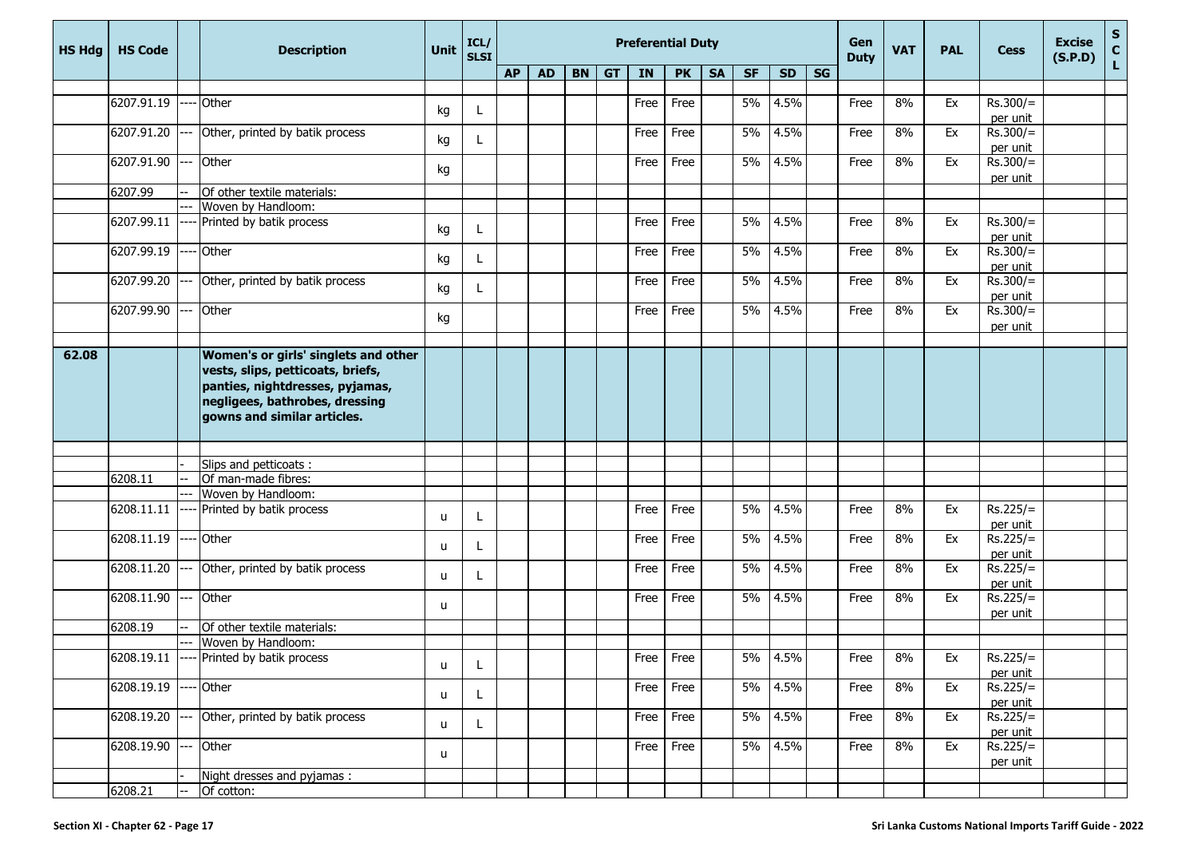| HS Hdg | HS Code | | Description | Unit | ICL/ SLSI | Preferential Duty | | | | | | | | | | Gen Duty | VAT | PAL | Cess | Excise (S.P.D) | S C L |
|---|---|---|---|---|---|---|---|---|---|---|---|---|---|---|---|---|---|---|---|---|---|
| | | | | | | AP | AD | BN | GT | IN | PK | SA | SF | SD | SG | | | | | | |
| | 6207.91.19 | ---- | Other | kg | L | | | | | Free | Free | | 5% | 4.5% | | Free | 8% | Ex | Rs.300/= per unit | | |
| | 6207.91.20 | --- | Other, printed by batik process | kg | L | | | | | Free | Free | | 5% | 4.5% | | Free | 8% | Ex | Rs.300/= per unit | | |
| | 6207.91.90 | --- | Other | kg | | | | | | Free | Free | | 5% | 4.5% | | Free | 8% | Ex | Rs.300/= per unit | | |
| | 6207.99 | -- | Of other textile materials: | | | | | | | | | | | | | | | | | | |
| | | --- | Woven by Handloom: | | | | | | | | | | | | | | | | | | |
| | 6207.99.11 | ---- | Printed by batik process | kg | L | | | | | Free | Free | | 5% | 4.5% | | Free | 8% | Ex | Rs.300/= per unit | | |
| | 6207.99.19 | ---- | Other | kg | L | | | | | Free | Free | | 5% | 4.5% | | Free | 8% | Ex | Rs.300/= per unit | | |
| | 6207.99.20 | --- | Other, printed by batik process | kg | L | | | | | Free | Free | | 5% | 4.5% | | Free | 8% | Ex | Rs.300/= per unit | | |
| | 6207.99.90 | --- | Other | kg | | | | | | Free | Free | | 5% | 4.5% | | Free | 8% | Ex | Rs.300/= per unit | | |
| **62.08** | | | **Women's or girls' singlets and other vests, slips, petticoats, briefs, panties, nightdresses, pyjamas, negligees, bathrobes, dressing gowns and similar articles.** | | | | | | | | | | | | | | | | | | |
| | | - | Slips and petticoats : | | | | | | | | | | | | | | | | | | |
| | 6208.11 | -- | Of man-made fibres: | | | | | | | | | | | | | | | | | | |
| | | --- | Woven by Handloom: | | | | | | | | | | | | | | | | | | |
| | 6208.11.11 | ---- | Printed by batik process | u | L | | | | | Free | Free | | 5% | 4.5% | | Free | 8% | Ex | Rs.225/= per unit | | |
| | 6208.11.19 | ---- | Other | u | L | | | | | Free | Free | | 5% | 4.5% | | Free | 8% | Ex | Rs.225/= per unit | | |
| | 6208.11.20 | --- | Other, printed by batik process | u | L | | | | | Free | Free | | 5% | 4.5% | | Free | 8% | Ex | Rs.225/= per unit | | |
| | 6208.11.90 | --- | Other | u | | | | | | Free | Free | | 5% | 4.5% | | Free | 8% | Ex | Rs.225/= per unit | | |
| | 6208.19 | -- | Of other textile materials: | | | | | | | | | | | | | | | | | | |
| | | --- | Woven by Handloom: | | | | | | | | | | | | | | | | | | |
| | 6208.19.11 | ---- | Printed by batik process | u | L | | | | | Free | Free | | 5% | 4.5% | | Free | 8% | Ex | Rs.225/= per unit | | |
| | 6208.19.19 | ---- | Other | u | L | | | | | Free | Free | | 5% | 4.5% | | Free | 8% | Ex | Rs.225/= per unit | | |
| | 6208.19.20 | --- | Other, printed by batik process | u | L | | | | | Free | Free | | 5% | 4.5% | | Free | 8% | Ex | Rs.225/= per unit | | |
| | 6208.19.90 | --- | Other | u | | | | | | Free | Free | | 5% | 4.5% | | Free | 8% | Ex | Rs.225/= per unit | | |
| | | - | Night dresses and pyjamas : | | | | | | | | | | | | | | | | | | |
| | 6208.21 | -- | Of cotton: | | | | | | | | | | | | | | | | | | |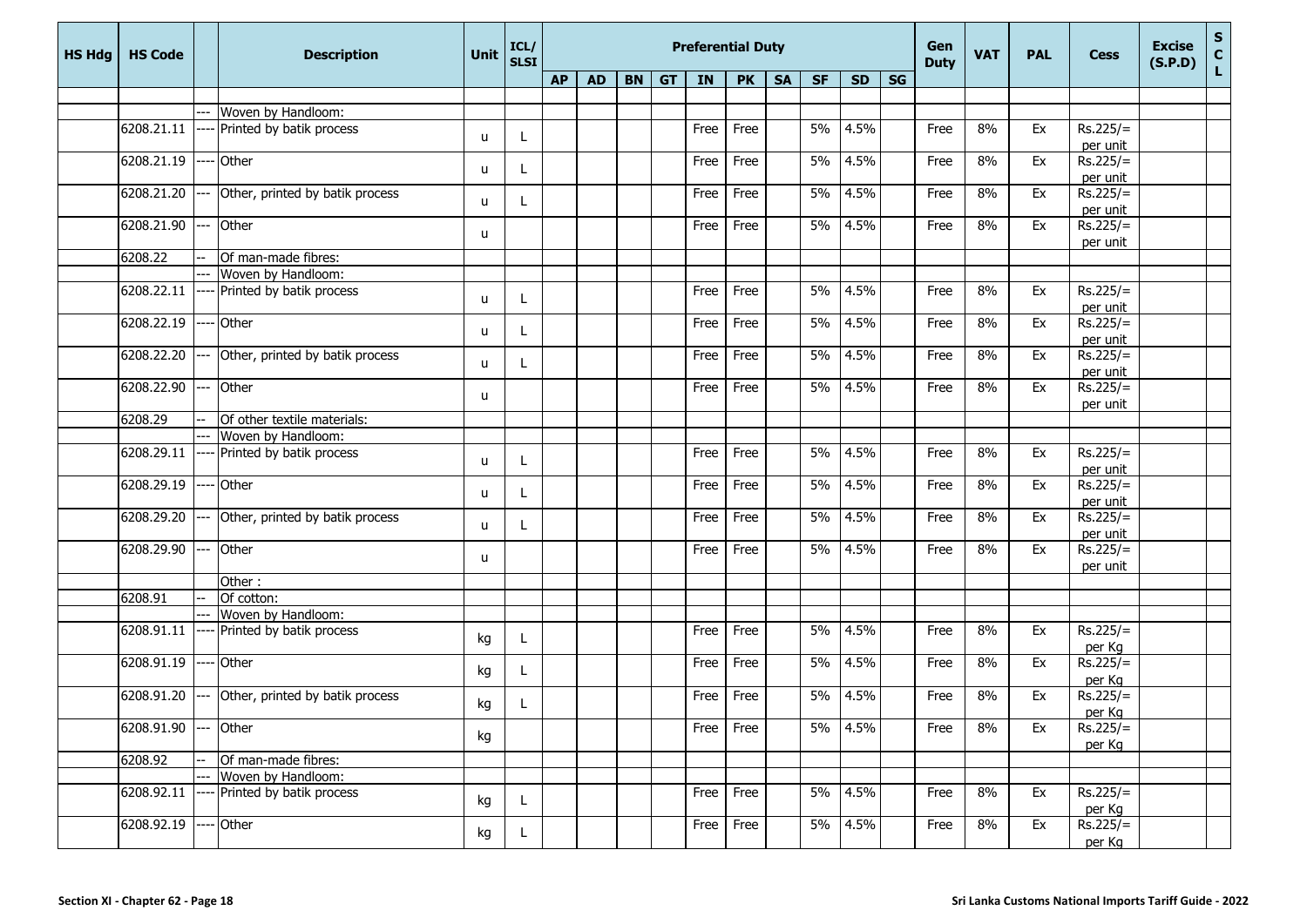| HS Hdg | HS Code | | Description | Unit | ICL/ SLSI | Preferential Duty | | | | | | | | | | Gen Duty | VAT | PAL | Cess | Excise (S.P.D) | SCL |
|---|---|---|---|---|---|---|---|---|---|---|---|---|---|---|---|---|---|---|---|---|---|
| | | | | | | AP | AD | BN | GT | IN | PK | SA | SF | SD | SG | | | | | | |
| | | | | | | | | | | | | | | | | | | | | | |
| | | --- | Woven by Handloom: | | | | | | | | | | | | | | | | | | |
| | 6208.21.11 | ---- | Printed by batik process | u | L | | | | | Free | Free | | 5% | 4.5% | | Free | 8% | Ex | Rs.225/= per unit | | |
| | 6208.21.19 | ---- | Other | u | L | | | | | Free | Free | | 5% | 4.5% | | Free | 8% | Ex | Rs.225/= per unit | | |
| | 6208.21.20 | --- | Other, printed by batik process | u | L | | | | | Free | Free | | 5% | 4.5% | | Free | 8% | Ex | Rs.225/= per unit | | |
| | 6208.21.90 | --- | Other | u | | | | | | Free | Free | | 5% | 4.5% | | Free | 8% | Ex | Rs.225/= per unit | | |
| | 6208.22 | -- | Of man-made fibres: | | | | | | | | | | | | | | | | | | |
| | | --- | Woven by Handloom: | | | | | | | | | | | | | | | | | | |
| | 6208.22.11 | ---- | Printed by batik process | u | L | | | | | Free | Free | | 5% | 4.5% | | Free | 8% | Ex | Rs.225/= per unit | | |
| | 6208.22.19 | ---- | Other | u | L | | | | | Free | Free | | 5% | 4.5% | | Free | 8% | Ex | Rs.225/= per unit | | |
| | 6208.22.20 | --- | Other, printed by batik process | u | L | | | | | Free | Free | | 5% | 4.5% | | Free | 8% | Ex | Rs.225/= per unit | | |
| | 6208.22.90 | --- | Other | u | | | | | | Free | Free | | 5% | 4.5% | | Free | 8% | Ex | Rs.225/= per unit | | |
| | 6208.29 | -- | Of other textile materials: | | | | | | | | | | | | | | | | | | |
| | | --- | Woven by Handloom: | | | | | | | | | | | | | | | | | | |
| | 6208.29.11 | ---- | Printed by batik process | u | L | | | | | Free | Free | | 5% | 4.5% | | Free | 8% | Ex | Rs.225/= per unit | | |
| | 6208.29.19 | ---- | Other | u | L | | | | | Free | Free | | 5% | 4.5% | | Free | 8% | Ex | Rs.225/= per unit | | |
| | 6208.29.20 | --- | Other, printed by batik process | u | L | | | | | Free | Free | | 5% | 4.5% | | Free | 8% | Ex | Rs.225/= per unit | | |
| | 6208.29.90 | --- | Other | u | | | | | | Free | Free | | 5% | 4.5% | | Free | 8% | Ex | Rs.225/= per unit | | |
| | | | Other : | | | | | | | | | | | | | | | | | | |
| | 6208.91 | -- | Of cotton: | | | | | | | | | | | | | | | | | | |
| | | --- | Woven by Handloom: | | | | | | | | | | | | | | | | | | |
| | 6208.91.11 | ---- | Printed by batik process | kg | L | | | | | Free | Free | | 5% | 4.5% | | Free | 8% | Ex | Rs.225/= per Kg | | |
| | 6208.91.19 | ---- | Other | kg | L | | | | | Free | Free | | 5% | 4.5% | | Free | 8% | Ex | Rs.225/= per Kg | | |
| | 6208.91.20 | --- | Other, printed by batik process | kg | L | | | | | Free | Free | | 5% | 4.5% | | Free | 8% | Ex | Rs.225/= per Kg | | |
| | 6208.91.90 | --- | Other | kg | | | | | | Free | Free | | 5% | 4.5% | | Free | 8% | Ex | Rs.225/= per Kg | | |
| | 6208.92 | -- | Of man-made fibres: | | | | | | | | | | | | | | | | | | |
| | | --- | Woven by Handloom: | | | | | | | | | | | | | | | | | | |
| | 6208.92.11 | ---- | Printed by batik process | kg | L | | | | | Free | Free | | 5% | 4.5% | | Free | 8% | Ex | Rs.225/= per Kg | | |
| | 6208.92.19 | ---- | Other | kg | L | | | | | Free | Free | | 5% | 4.5% | | Free | 8% | Ex | Rs.225/= per Kg | | |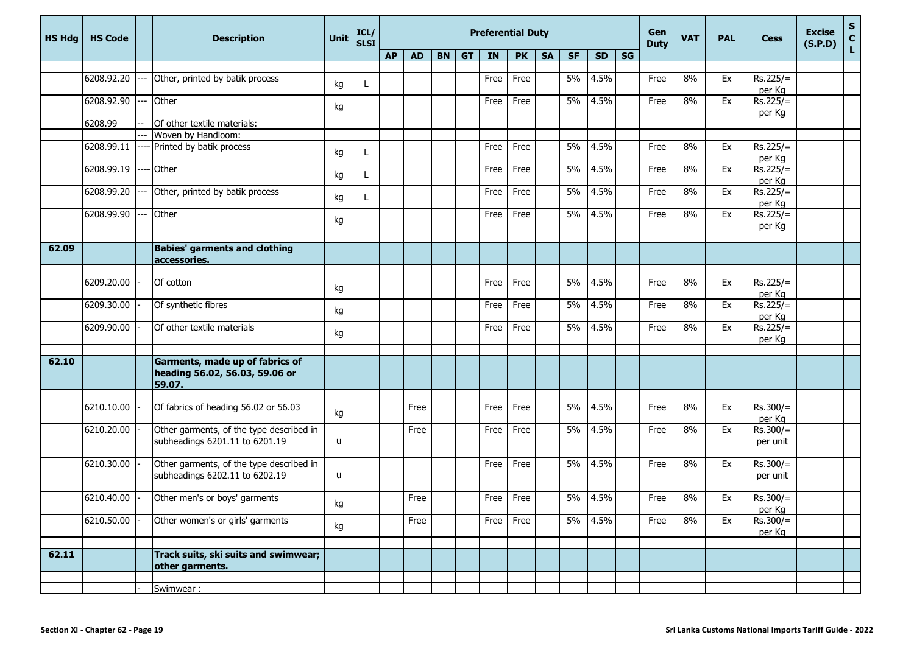| HS Hdg | HS Code | | Description | Unit | ICL/ SLSI | Preferential Duty | | | | | | | | | | Gen Duty | VAT | PAL | Cess | Excise (S.P.D) | S C L |
|---|---|---|---|---|---|---|---|---|---|---|---|---|---|---|---|---|---|---|---|---|---|
| | | | | | | AP | AD | BN | GT | IN | PK | SA | SF | SD | SG | | | | | | |
| | | | | | | | | | | | | | | | | | | | | | |
| | 6208.92.20 | --- | Other, printed by batik process | kg | L | | | | | Free | Free | | 5% | 4.5% | | Free | 8% | Ex | Rs.225/= per Kg | | |
| | 6208.92.90 | --- | Other | kg | | | | | | Free | Free | | 5% | 4.5% | | Free | 8% | Ex | Rs.225/= per Kg | | |
| | 6208.99 | -- | Of other textile materials: | | | | | | | | | | | | | | | | | | |
| | | --- | Woven by Handloom: | | | | | | | | | | | | | | | | | | |
| | 6208.99.11 | ---- | Printed by batik process | kg | L | | | | | Free | Free | | 5% | 4.5% | | Free | 8% | Ex | Rs.225/= per Kg | | |
| | 6208.99.19 | ---- | Other | kg | L | | | | | Free | Free | | 5% | 4.5% | | Free | 8% | Ex | Rs.225/= per Kg | | |
| | 6208.99.20 | --- | Other, printed by batik process | kg | L | | | | | Free | Free | | 5% | 4.5% | | Free | 8% | Ex | Rs.225/= per Kg | | |
| | 6208.99.90 | --- | Other | kg | | | | | | Free | Free | | 5% | 4.5% | | Free | 8% | Ex | Rs.225/= per Kg | | |
| | | | | | | | | | | | | | | | | | | | | | |
| **62.09** | | | **Babies' garments and clothing accessories.** | | | | | | | | | | | | | | | | | | |
| | | | | | | | | | | | | | | | | | | | | | |
| | 6209.20.00 | - | Of cotton | kg | | | | | | Free | Free | | 5% | 4.5% | | Free | 8% | Ex | Rs.225/= per Kg | | |
| | 6209.30.00 | - | Of synthetic fibres | kg | | | | | | Free | Free | | 5% | 4.5% | | Free | 8% | Ex | Rs.225/= per Kg | | |
| | 6209.90.00 | - | Of other textile materials | kg | | | | | | Free | Free | | 5% | 4.5% | | Free | 8% | Ex | Rs.225/= per Kg | | |
| | | | | | | | | | | | | | | | | | | | | | |
| **62.10** | | | **Garments, made up of fabrics of heading 56.02, 56.03, 59.06 or 59.07.** | | | | | | | | | | | | | | | | | | |
| | | | | | | | | | | | | | | | | | | | | | |
| | 6210.10.00 | - | Of fabrics of heading 56.02 or 56.03 | kg | | | Free | | | Free | Free | | 5% | 4.5% | | Free | 8% | Ex | Rs.300/= per Kg | | |
| | 6210.20.00 | - | Other garments, of the type described in subheadings 6201.11 to 6201.19 | u | | | Free | | | Free | Free | | 5% | 4.5% | | Free | 8% | Ex | Rs.300/= per unit | | |
| | 6210.30.00 | - | Other garments, of the type described in subheadings 6202.11 to 6202.19 | u | | | | | | Free | Free | | 5% | 4.5% | | Free | 8% | Ex | Rs.300/= per unit | | |
| | 6210.40.00 | - | Other men's or boys' garments | kg | | | Free | | | Free | Free | | 5% | 4.5% | | Free | 8% | Ex | Rs.300/= per Kg | | |
| | 6210.50.00 | - | Other women's or girls' garments | kg | | | Free | | | Free | Free | | 5% | 4.5% | | Free | 8% | Ex | Rs.300/= per Kg | | |
| | | | | | | | | | | | | | | | | | | | | | |
| **62.11** | | | **Track suits, ski suits and swimwear; other garments.** | | | | | | | | | | | | | | | | | | |
| | | | | | | | | | | | | | | | | | | | | | |
| | | - | Swimwear : | | | | | | | | | | | | | | | | | | |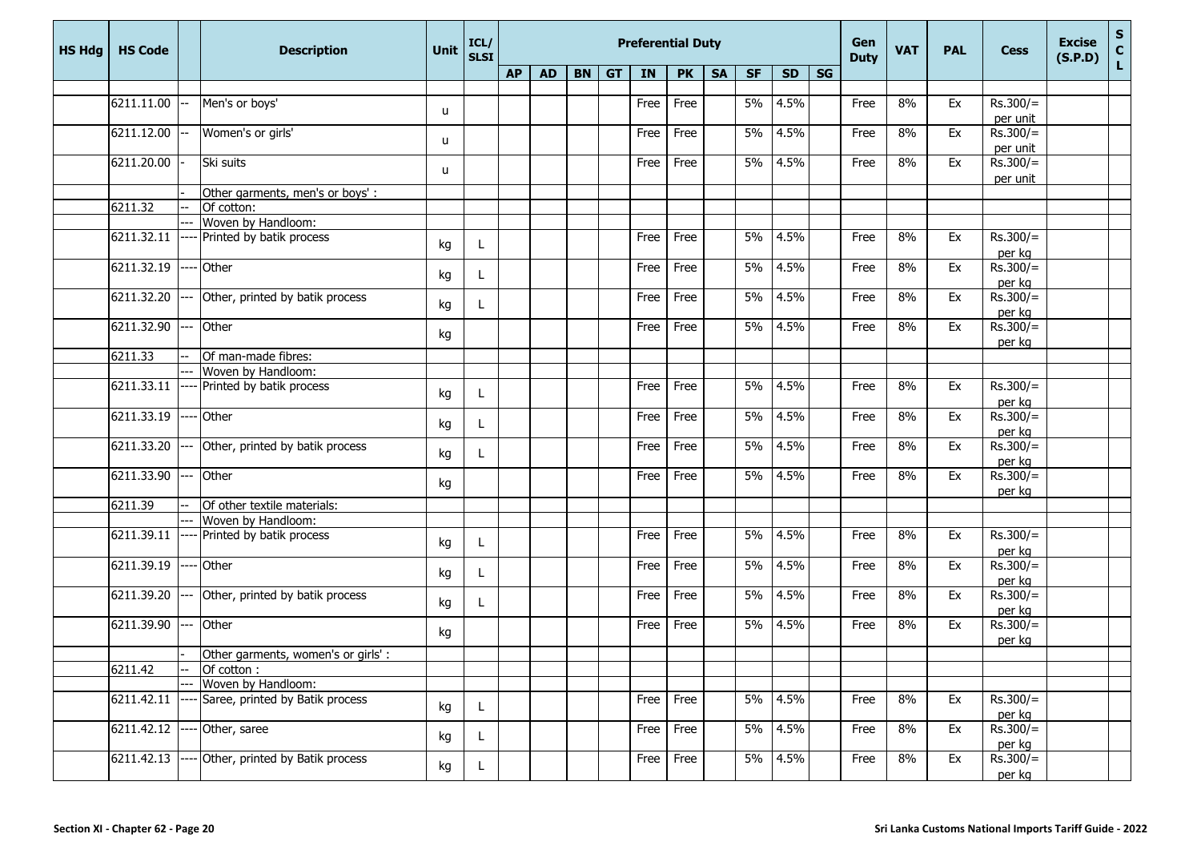| HS Hdg | HS Code | | Description | Unit | ICL/ SLSI | Preferential Duty | | | | | | | | | | Gen Duty | VAT | PAL | Cess | Excise (S.P.D) | S C L |
|---|---|---|---|---|---|---|---|---|---|---|---|---|---|---|---|---|---|---|---|---|---|
| | | | | | | AP | AD | BN | GT | IN | PK | SA | SF | SD | SG | | | | | | |
| | | | | | | | | | | | | | | | | | | | | | |
| | 6211.11.00 | -- | Men's or boys' | u | | | | | | Free | Free | | 5% | 4.5% | | Free | 8% | Ex | Rs.300/= per unit | | |
| | 6211.12.00 | -- | Women's or girls' | u | | | | | | Free | Free | | 5% | 4.5% | | Free | 8% | Ex | Rs.300/= per unit | | |
| | 6211.20.00 | - | Ski suits | u | | | | | | Free | Free | | 5% | 4.5% | | Free | 8% | Ex | Rs.300/= per unit | | |
| | | - | Other garments, men's or boys' : | | | | | | | | | | | | | | | | | | |
| | 6211.32 | -- | Of cotton: | | | | | | | | | | | | | | | | | | |
| | | --- | Woven by Handloom: | | | | | | | | | | | | | | | | | | |
| | 6211.32.11 | ---- | Printed by batik process | kg | L | | | | | Free | Free | | 5% | 4.5% | | Free | 8% | Ex | Rs.300/= per kg | | |
| | 6211.32.19 | ---- | Other | kg | L | | | | | Free | Free | | 5% | 4.5% | | Free | 8% | Ex | Rs.300/= per kg | | |
| | 6211.32.20 | --- | Other, printed by batik process | kg | L | | | | | Free | Free | | 5% | 4.5% | | Free | 8% | Ex | Rs.300/= per kg | | |
| | 6211.32.90 | --- | Other | kg | | | | | | Free | Free | | 5% | 4.5% | | Free | 8% | Ex | Rs.300/= per kg | | |
| | 6211.33 | -- | Of man-made fibres: | | | | | | | | | | | | | | | | | | |
| | | --- | Woven by Handloom: | | | | | | | | | | | | | | | | | | |
| | 6211.33.11 | ---- | Printed by batik process | kg | L | | | | | Free | Free | | 5% | 4.5% | | Free | 8% | Ex | Rs.300/= per kg | | |
| | 6211.33.19 | ---- | Other | kg | L | | | | | Free | Free | | 5% | 4.5% | | Free | 8% | Ex | Rs.300/= per kg | | |
| | 6211.33.20 | --- | Other, printed by batik process | kg | L | | | | | Free | Free | | 5% | 4.5% | | Free | 8% | Ex | Rs.300/= per kg | | |
| | 6211.33.90 | --- | Other | kg | | | | | | Free | Free | | 5% | 4.5% | | Free | 8% | Ex | Rs.300/= per kg | | |
| | 6211.39 | -- | Of other textile materials: | | | | | | | | | | | | | | | | | | |
| | | --- | Woven by Handloom: | | | | | | | | | | | | | | | | | | |
| | 6211.39.11 | ---- | Printed by batik process | kg | L | | | | | Free | Free | | 5% | 4.5% | | Free | 8% | Ex | Rs.300/= per kg | | |
| | 6211.39.19 | ---- | Other | kg | L | | | | | Free | Free | | 5% | 4.5% | | Free | 8% | Ex | Rs.300/= per kg | | |
| | 6211.39.20 | --- | Other, printed by batik process | kg | L | | | | | Free | Free | | 5% | 4.5% | | Free | 8% | Ex | Rs.300/= per kg | | |
| | 6211.39.90 | --- | Other | kg | | | | | | Free | Free | | 5% | 4.5% | | Free | 8% | Ex | Rs.300/= per kg | | |
| | | - | Other garments, women's or girls' : | | | | | | | | | | | | | | | | | | |
| | 6211.42 | -- | Of cotton : | | | | | | | | | | | | | | | | | | |
| | | --- | Woven by Handloom: | | | | | | | | | | | | | | | | | | |
| | 6211.42.11 | ---- | Saree, printed by Batik process | kg | L | | | | | Free | Free | | 5% | 4.5% | | Free | 8% | Ex | Rs.300/= per kg | | |
| | 6211.42.12 | ---- | Other, saree | kg | L | | | | | Free | Free | | 5% | 4.5% | | Free | 8% | Ex | Rs.300/= per kg | | |
| | 6211.42.13 | ---- | Other, printed by Batik process | kg | L | | | | | Free | Free | | 5% | 4.5% | | Free | 8% | Ex | Rs.300/= per kg | | |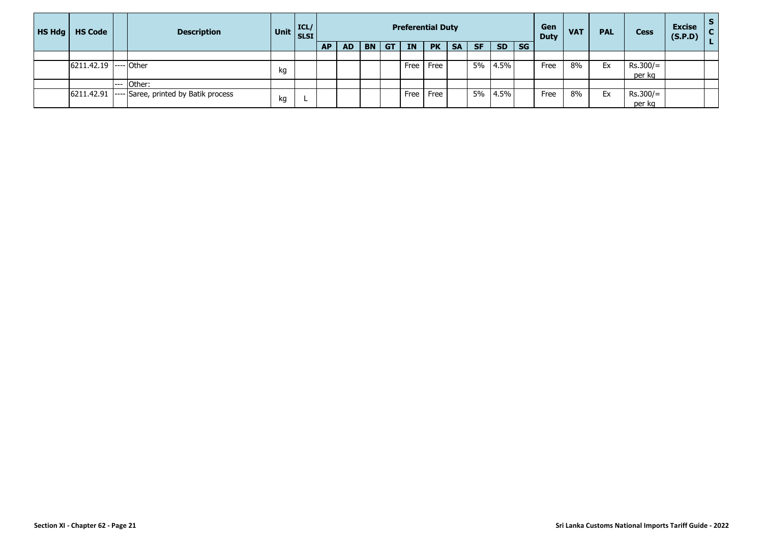| HS Hdg | HS Code | | Description | Unit | ICL/ SLSI | Preferential Duty | | | | | | | | | | Gen Duty | VAT | PAL | Cess | Excise (S.P.D) | S C L |
|---|---|---|---|---|---|---|---|---|---|---|---|---|---|---|---|---|---|---|---|---|---|
| | | | | | | AP | AD | BN | GT | IN | PK | SA | SF | SD | SG | | | | | | |
| | | | | | | | | | | | | | | | | | | | | | |
| | 6211.42.19 | ---- | Other | kg | | | | | | Free | Free | | 5% | 4.5% | | Free | 8% | Ex | Rs.300/= per kg | | |
| | | --- | Other: | | | | | | | | | | | | | | | | | | |
| | 6211.42.91 | ---- | Saree, printed by Batik process | kg | L | | | | | Free | Free | | 5% | 4.5% | | Free | 8% | Ex | Rs.300/= per kg | | |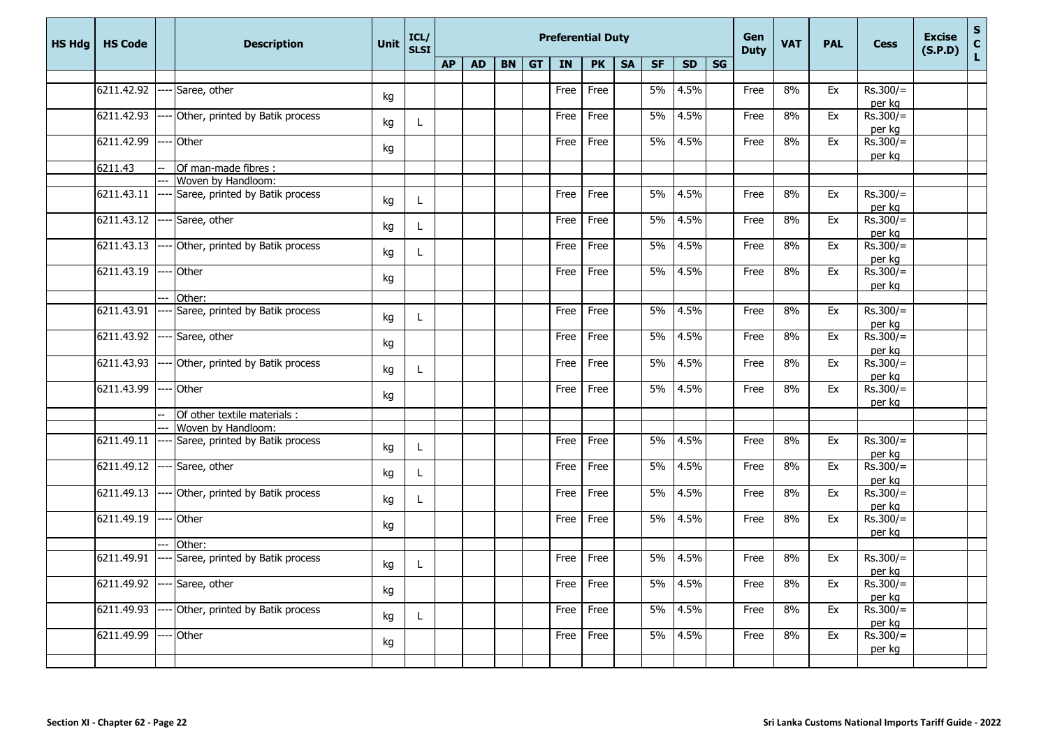| HS Hdg | HS Code | | Description | Unit | ICL/ SLSI | Preferential Duty | | | | | | | | | | Gen Duty | VAT | PAL | Cess | Excise (S.P.D) | SCL |
|---|---|---|---|---|---|---|---|---|---|---|---|---|---|---|---|---|---|---|---|---|---|
| | | | | | | AP | AD | BN | GT | IN | PK | SA | SF | SD | SG | | | | | | |
| | 6211.42.92 | ---- | Saree, other | kg | | | | | | Free | Free | | 5% | 4.5% | | Free | 8% | Ex | Rs.300/= per kg | | |
| | 6211.42.93 | ---- | Other, printed by Batik process | kg | L | | | | | Free | Free | | 5% | 4.5% | | Free | 8% | Ex | Rs.300/= per kg | | |
| | 6211.42.99 | ---- | Other | kg | | | | | | Free | Free | | 5% | 4.5% | | Free | 8% | Ex | Rs.300/= per kg | | |
| | 6211.43 | -- | Of man-made fibres : | | | | | | | | | | | | | | | | | | |
| | | --- | Woven by Handloom: | | | | | | | | | | | | | | | | | | |
| | 6211.43.11 | ---- | Saree, printed by Batik process | kg | L | | | | | Free | Free | | 5% | 4.5% | | Free | 8% | Ex | Rs.300/= per kg | | |
| | 6211.43.12 | ---- | Saree, other | kg | L | | | | | Free | Free | | 5% | 4.5% | | Free | 8% | Ex | Rs.300/= per kg | | |
| | 6211.43.13 | ---- | Other, printed by Batik process | kg | L | | | | | Free | Free | | 5% | 4.5% | | Free | 8% | Ex | Rs.300/= per kg | | |
| | 6211.43.19 | ---- | Other | kg | | | | | | Free | Free | | 5% | 4.5% | | Free | 8% | Ex | Rs.300/= per kg | | |
| | | --- | Other: | | | | | | | | | | | | | | | | | | |
| | 6211.43.91 | ---- | Saree, printed by Batik process | kg | L | | | | | Free | Free | | 5% | 4.5% | | Free | 8% | Ex | Rs.300/= per kg | | |
| | 6211.43.92 | ---- | Saree, other | kg | | | | | | Free | Free | | 5% | 4.5% | | Free | 8% | Ex | Rs.300/= per kg | | |
| | 6211.43.93 | ---- | Other, printed by Batik process | kg | L | | | | | Free | Free | | 5% | 4.5% | | Free | 8% | Ex | Rs.300/= per kg | | |
| | 6211.43.99 | ---- | Other | kg | | | | | | Free | Free | | 5% | 4.5% | | Free | 8% | Ex | Rs.300/= per kg | | |
| | | -- | Of other textile materials : | | | | | | | | | | | | | | | | | | |
| | | --- | Woven by Handloom: | | | | | | | | | | | | | | | | | | |
| | 6211.49.11 | ---- | Saree, printed by Batik process | kg | L | | | | | Free | Free | | 5% | 4.5% | | Free | 8% | Ex | Rs.300/= per kg | | |
| | 6211.49.12 | ---- | Saree, other | kg | L | | | | | Free | Free | | 5% | 4.5% | | Free | 8% | Ex | Rs.300/= per kg | | |
| | 6211.49.13 | ---- | Other, printed by Batik process | kg | L | | | | | Free | Free | | 5% | 4.5% | | Free | 8% | Ex | Rs.300/= per kg | | |
| | 6211.49.19 | ---- | Other | kg | | | | | | Free | Free | | 5% | 4.5% | | Free | 8% | Ex | Rs.300/= per kg | | |
| | | --- | Other: | | | | | | | | | | | | | | | | | | |
| | 6211.49.91 | ---- | Saree, printed by Batik process | kg | L | | | | | Free | Free | | 5% | 4.5% | | Free | 8% | Ex | Rs.300/= per kg | | |
| | 6211.49.92 | ---- | Saree, other | kg | | | | | | Free | Free | | 5% | 4.5% | | Free | 8% | Ex | Rs.300/= per kg | | |
| | 6211.49.93 | ---- | Other, printed by Batik process | kg | L | | | | | Free | Free | | 5% | 4.5% | | Free | 8% | Ex | Rs.300/= per kg | | |
| | 6211.49.99 | ---- | Other | kg | | | | | | Free | Free | | 5% | 4.5% | | Free | 8% | Ex | Rs.300/= per kg | | |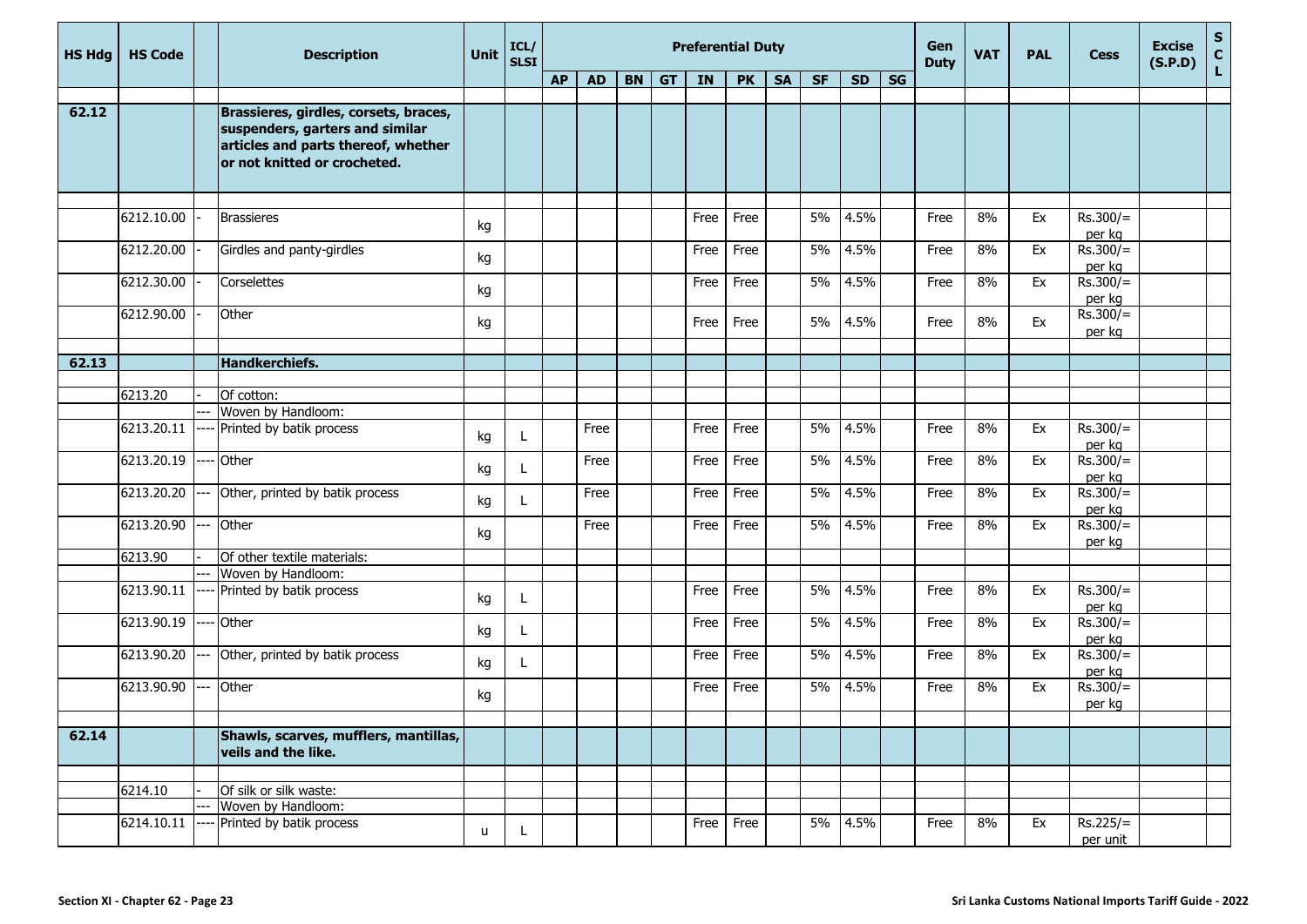| HS Hdg | HS Code | | Description | Unit | ICL/ SLSI | Preferential Duty | | | | | | | | | | Gen Duty | VAT | PAL | Cess | Excise (S.P.D) | SCL |
|---|---|---|---|---|---|---|---|---|---|---|---|---|---|---|---|---|---|---|---|---|---|
| | | | | | | AP | AD | BN | GT | IN | PK | SA | SF | SD | SG | | | | | | |
| 62.12 | | | **Brassieres, girdles, corsets, braces, suspenders, garters and similar articles and parts thereof, whether or not knitted or crocheted.** | | | | | | | | | | | | | | | | | | |
| | 6212.10.00 | - | Brassieres | kg | | | | | | Free | Free | | 5% | 4.5% | | Free | 8% | Ex | Rs.300/= per kg | | |
| | 6212.20.00 | - | Girdles and panty-girdles | kg | | | | | | Free | Free | | 5% | 4.5% | | Free | 8% | Ex | Rs.300/= per kg | | |
| | 6212.30.00 | - | Corselettes | kg | | | | | | Free | Free | | 5% | 4.5% | | Free | 8% | Ex | Rs.300/= per kg | | |
| | 6212.90.00 | - | Other | kg | | | | | | Free | Free | | 5% | 4.5% | | Free | 8% | Ex | Rs.300/= per kg | | |
| 62.13 | | | **Handkerchiefs.** | | | | | | | | | | | | | | | | | | |
| | 6213.20 | - | Of cotton: | | | | | | | | | | | | | | | | | | |
| | | --- | Woven by Handloom: | | | | | | | | | | | | | | | | | | |
| | 6213.20.11 | ---- | Printed by batik process | kg | L | | Free | | | Free | Free | | 5% | 4.5% | | Free | 8% | Ex | Rs.300/= per kg | | |
| | 6213.20.19 | ---- | Other | kg | L | | Free | | | Free | Free | | 5% | 4.5% | | Free | 8% | Ex | Rs.300/= per kg | | |
| | 6213.20.20 | --- | Other, printed by batik process | kg | L | | Free | | | Free | Free | | 5% | 4.5% | | Free | 8% | Ex | Rs.300/= per kg | | |
| | 6213.20.90 | --- | Other | kg | | | Free | | | Free | Free | | 5% | 4.5% | | Free | 8% | Ex | Rs.300/= per kg | | |
| | 6213.90 | - | Of other textile materials: | | | | | | | | | | | | | | | | | | |
| | | --- | Woven by Handloom: | | | | | | | | | | | | | | | | | | |
| | 6213.90.11 | ---- | Printed by batik process | kg | L | | | | | Free | Free | | 5% | 4.5% | | Free | 8% | Ex | Rs.300/= per kg | | |
| | 6213.90.19 | ---- | Other | kg | L | | | | | Free | Free | | 5% | 4.5% | | Free | 8% | Ex | Rs.300/= per kg | | |
| | 6213.90.20 | --- | Other, printed by batik process | kg | L | | | | | Free | Free | | 5% | 4.5% | | Free | 8% | Ex | Rs.300/= per kg | | |
| | 6213.90.90 | --- | Other | kg | | | | | | Free | Free | | 5% | 4.5% | | Free | 8% | Ex | Rs.300/= per kg | | |
| 62.14 | | | **Shawls, scarves, mufflers, mantillas, veils and the like.** | | | | | | | | | | | | | | | | | | |
| | 6214.10 | - | Of silk or silk waste: | | | | | | | | | | | | | | | | | | |
| | | --- | Woven by Handloom: | | | | | | | | | | | | | | | | | | |
| | 6214.10.11 | ---- | Printed by batik process | u | L | | | | | Free | Free | | 5% | 4.5% | | Free | 8% | Ex | Rs.225/= per unit | | |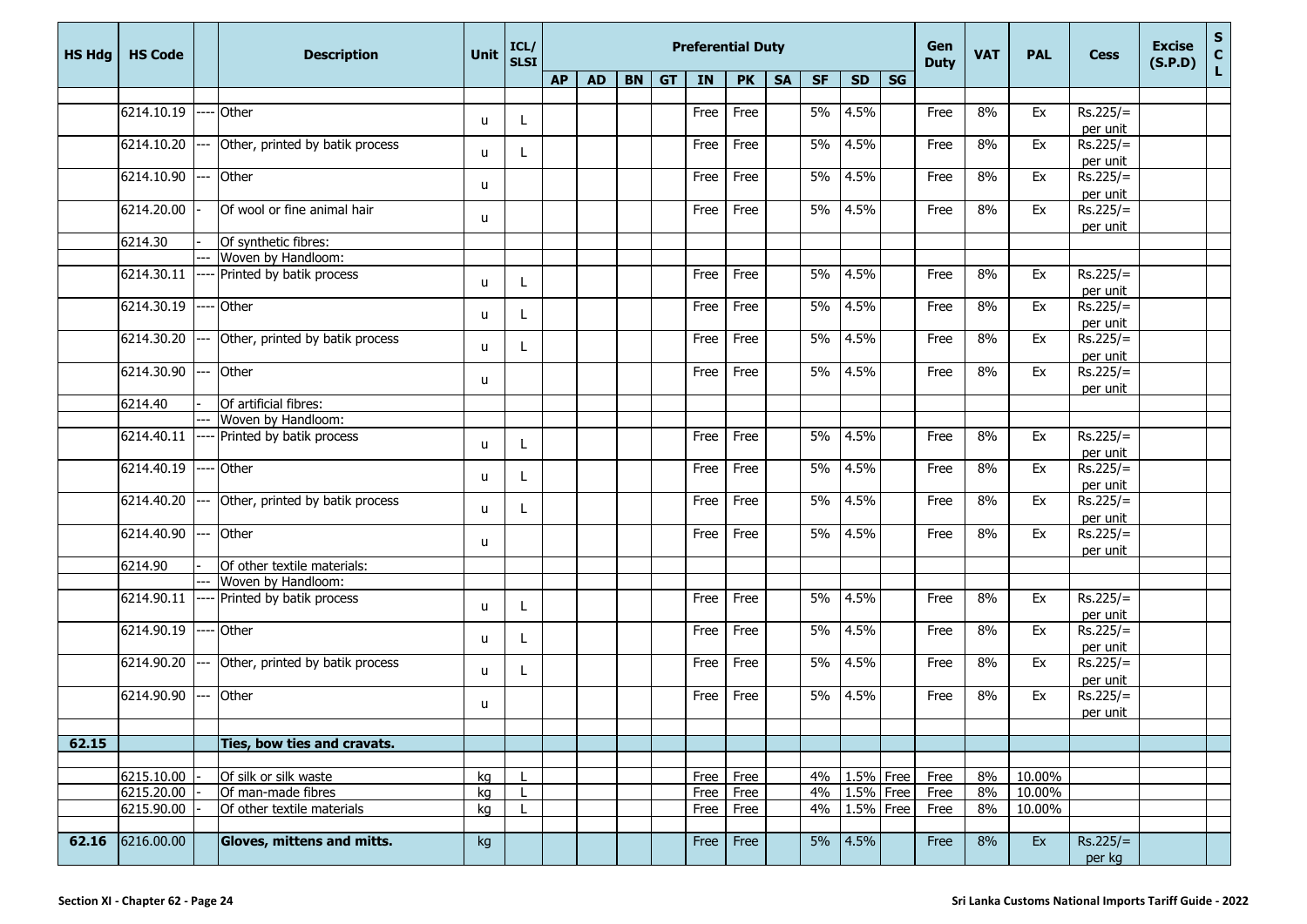| HS Hdg | HS Code | | Description | Unit | ICL/ SLSI | Preferential Duty | | | | | | | | | | Gen Duty | VAT | PAL | Cess | Excise (S.P.D) | S C L |
|---|---|---|---|---|---|---|---|---|---|---|---|---|---|---|---|---|---|---|---|---|---|
| | | | | | | AP | AD | BN | GT | IN | PK | SA | SF | SD | SG | | | | | | |
| | 6214.10.19 | ---- | Other | u | L | | | | | Free | Free | | 5% | 4.5% | | Free | 8% | Ex | Rs.225/= per unit | | |
| | 6214.10.20 | --- | Other, printed by batik process | u | L | | | | | Free | Free | | 5% | 4.5% | | Free | 8% | Ex | Rs.225/= per unit | | |
| | 6214.10.90 | --- | Other | u | | | | | | Free | Free | | 5% | 4.5% | | Free | 8% | Ex | Rs.225/= per unit | | |
| | 6214.20.00 | - | Of wool or fine animal hair | u | | | | | | Free | Free | | 5% | 4.5% | | Free | 8% | Ex | Rs.225/= per unit | | |
| | 6214.30 | - | Of synthetic fibres: | | | | | | | | | | | | | | | | | | |
| | | --- | Woven by Handloom: | | | | | | | | | | | | | | | | | | |
| | 6214.30.11 | ---- | Printed by batik process | u | L | | | | | Free | Free | | 5% | 4.5% | | Free | 8% | Ex | Rs.225/= per unit | | |
| | 6214.30.19 | ---- | Other | u | L | | | | | Free | Free | | 5% | 4.5% | | Free | 8% | Ex | Rs.225/= per unit | | |
| | 6214.30.20 | --- | Other, printed by batik process | u | L | | | | | Free | Free | | 5% | 4.5% | | Free | 8% | Ex | Rs.225/= per unit | | |
| | 6214.30.90 | --- | Other | u | | | | | | Free | Free | | 5% | 4.5% | | Free | 8% | Ex | Rs.225/= per unit | | |
| | 6214.40 | - | Of artificial fibres: | | | | | | | | | | | | | | | | | | |
| | | --- | Woven by Handloom: | | | | | | | | | | | | | | | | | | |
| | 6214.40.11 | ---- | Printed by batik process | u | L | | | | | Free | Free | | 5% | 4.5% | | Free | 8% | Ex | Rs.225/= per unit | | |
| | 6214.40.19 | ---- | Other | u | L | | | | | Free | Free | | 5% | 4.5% | | Free | 8% | Ex | Rs.225/= per unit | | |
| | 6214.40.20 | --- | Other, printed by batik process | u | L | | | | | Free | Free | | 5% | 4.5% | | Free | 8% | Ex | Rs.225/= per unit | | |
| | 6214.40.90 | --- | Other | u | | | | | | Free | Free | | 5% | 4.5% | | Free | 8% | Ex | Rs.225/= per unit | | |
| | 6214.90 | - | Of other textile materials: | | | | | | | | | | | | | | | | | | |
| | | --- | Woven by Handloom: | | | | | | | | | | | | | | | | | | |
| | 6214.90.11 | ---- | Printed by batik process | u | L | | | | | Free | Free | | 5% | 4.5% | | Free | 8% | Ex | Rs.225/= per unit | | |
| | 6214.90.19 | ---- | Other | u | L | | | | | Free | Free | | 5% | 4.5% | | Free | 8% | Ex | Rs.225/= per unit | | |
| | 6214.90.20 | --- | Other, printed by batik process | u | L | | | | | Free | Free | | 5% | 4.5% | | Free | 8% | Ex | Rs.225/= per unit | | |
| | 6214.90.90 | --- | Other | u | | | | | | Free | Free | | 5% | 4.5% | | Free | 8% | Ex | Rs.225/= per unit | | |
| **62.15** | | | **Ties, bow ties and cravats.** | | | | | | | | | | | | | | | | | | |
| | 6215.10.00 | - | Of silk or silk waste | kg | L | | | | | Free | Free | | 4% | 1.5% | Free | Free | 8% | 10.00% | | | |
| | 6215.20.00 | - | Of man-made fibres | kg | L | | | | | Free | Free | | 4% | 1.5% | Free | Free | 8% | 10.00% | | | |
| | 6215.90.00 | - | Of other textile materials | kg | L | | | | | Free | Free | | 4% | 1.5% | Free | Free | 8% | 10.00% | | | |
| **62.16** | 6216.00.00 | | **Gloves, mittens and mitts.** | kg | | | | | | Free | Free | | 5% | 4.5% | | Free | 8% | Ex | Rs.225/= per kg | | |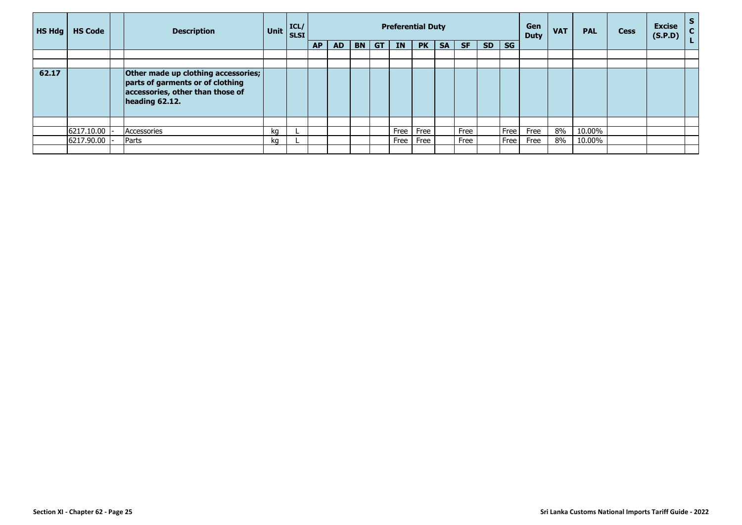| HS Hdg | HS Code | | Description | Unit | ICL/ SLSI | Preferential Duty | | | | | | | | | | Gen Duty | VAT | PAL | Cess | Excise (S.P.D) | S C L |
|---|---|---|---|---|---|---|---|---|---|---|---|---|---|---|---|---|---|---|---|---|---|
| | | | | | | AP | AD | BN | GT | IN | PK | SA | SF | SD | SG | | | | | | |
| | | | | | | | | | | | | | | | | | | | | | |
| | | | | | | | | | | | | | | | | | | | | | |
| **62.17** | | | **Other made up clothing accessories; parts of garments or of clothing accessories, other than those of heading 62.12.** | | | | | | | | | | | | | | | | | | |
| | | | | | | | | | | | | | | | | | | | | | |
| | 6217.10.00 | - | Accessories | kg | L | | | | | Free | Free | | Free | | Free | Free | 8% | 10.00% | | | |
| | 6217.90.00 | - | Parts | kg | L | | | | | Free | Free | | Free | | Free | Free | 8% | 10.00% | | | |
| | | | | | | | | | | | | | | | | | | | | | |